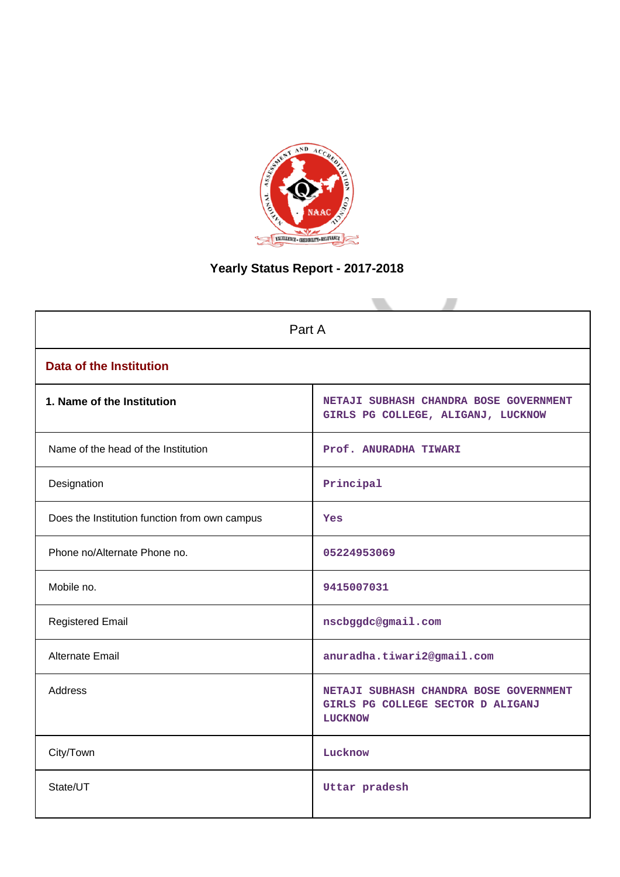# Yearly Status Report - 2017-2018

| Part A | |
|---|---|
| **Data of the Institution** | |
| **1. Name of the Institution** | NETAJI SUBHASH CHANDRA BOSE GOVERNMENT GIRLS PG COLLEGE, ALIGANJ, LUCKNOW |
| Name of the head of the Institution | Prof. ANURADHA TIWARI |
| Designation | Principal |
| Does the Institution function from own campus | Yes |
| Phone no/Alternate Phone no. | 05224953069 |
| Mobile no. | 9415007031 |
| Registered Email | nscbggdc@gmail.com |
| Alternate Email | anuradha.tiwari2@gmail.com |
| Address | NETAJI SUBHASH CHANDRA BOSE GOVERNMENT GIRLS PG COLLEGE SECTOR D ALIGANJ LUCKNOW |
| City/Town | Lucknow |
| State/UT | Uttar pradesh |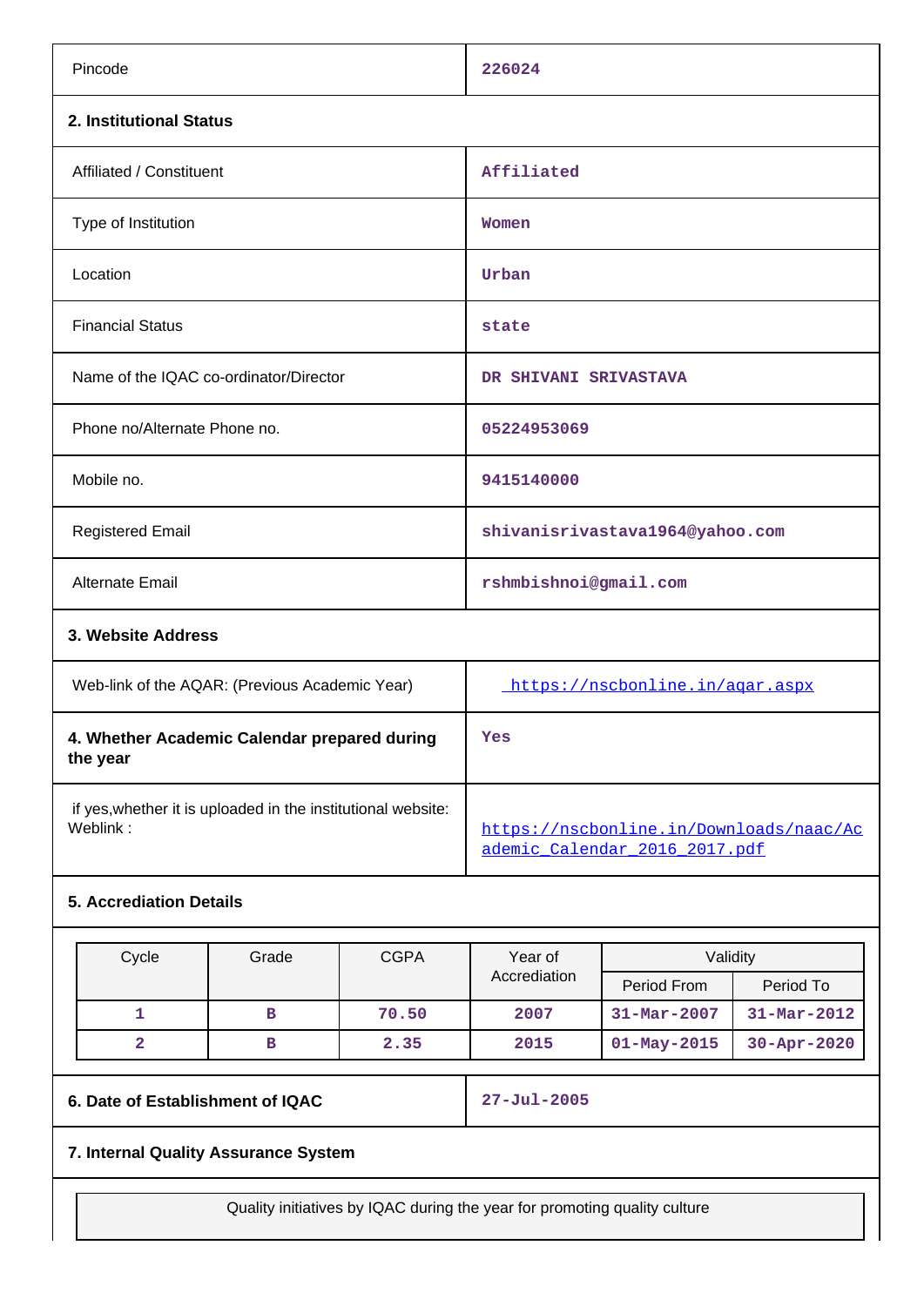| | |
|---|---|
| Pincode | 226024 |

**2. Institutional Status**

| | |
|---|---|
| Affiliated / Constituent | Affiliated |
| Type of Institution | Women |
| Location | Urban |
| Financial Status | state |
| Name of the IQAC co-ordinator/Director | DR SHIVANI SRIVASTAVA |
| Phone no/Alternate Phone no. | 05224953069 |
| Mobile no. | 9415140000 |
| Registered Email | shivanisrivastava1964@yahoo.com |
| Alternate Email | rshmbishnoi@gmail.com |

**3. Website Address**

| | |
|---|---|
| Web-link of the AQAR: (Previous Academic Year) | https://nscbonline.in/aqar.aspx |
| **4. Whether Academic Calendar prepared during the year** | Yes |
| if yes,whether it is uploaded in the institutional website: Weblink : | https://nscbonline.in/Downloads/naac/Academic_Calendar_2016_2017.pdf |

**5. Accrediation Details**

| Cycle | Grade | CGPA | Year of Accrediation | Validity | |
|---|---|---|---|---|---|
| | | | | Period From | Period To |
| 1 | B | 70.50 | 2007 | 31-Mar-2007 | 31-Mar-2012 |
| 2 | B | 2.35 | 2015 | 01-May-2015 | 30-Apr-2020 |

| | |
|---|---|
| **6. Date of Establishment of IQAC** | 27-Jul-2005 |

**7. Internal Quality Assurance System**

| Quality initiatives by IQAC during the year for promoting quality culture |
|---|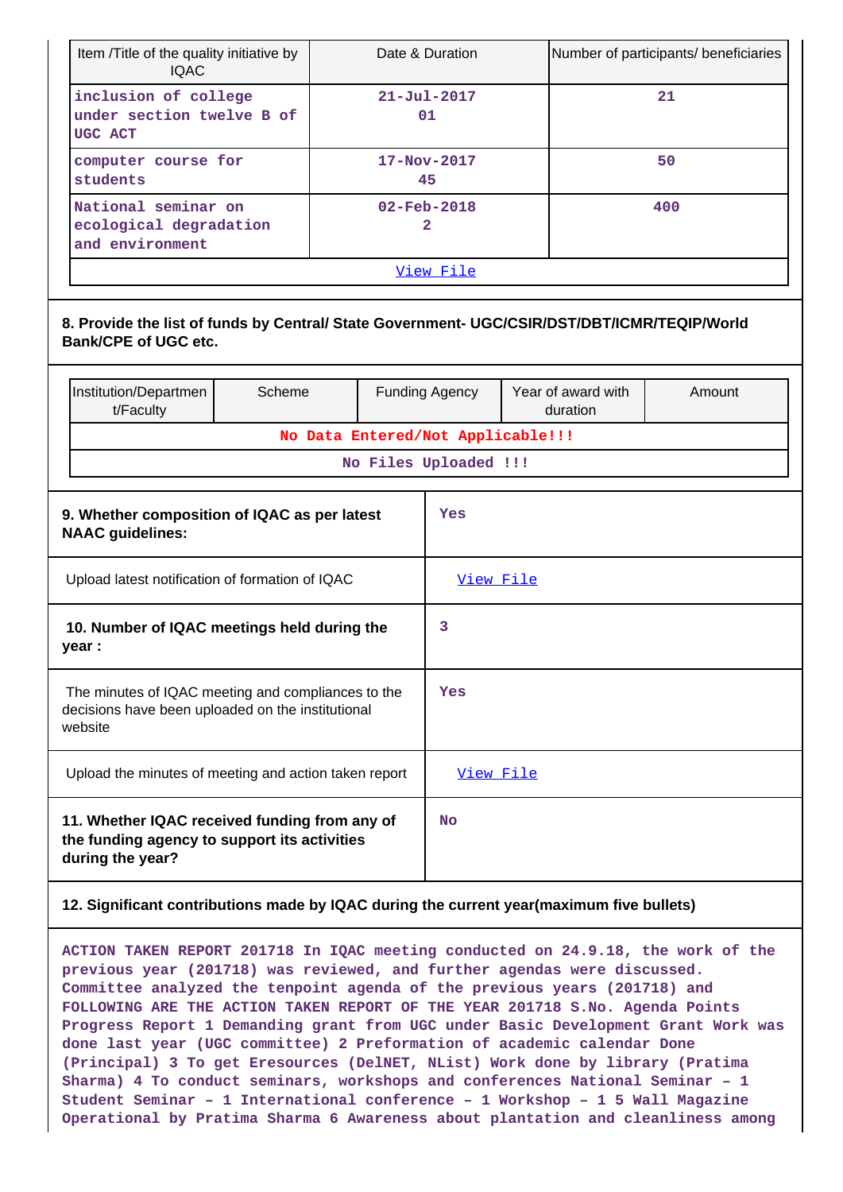| Item /Title of the quality initiative by IQAC | Date & Duration | Number of participants/ beneficiaries |
|---|---|---|
| inclusion of college under section twelve B of UGC ACT | 21-Jul-2017 01 | 21 |
| computer course for students | 17-Nov-2017 45 | 50 |
| National seminar on ecological degradation and environment | 02-Feb-2018 2 | 400 |
| View File | | |

**8. Provide the list of funds by Central/ State Government- UGC/CSIR/DST/DBT/ICMR/TEQIP/World Bank/CPE of UGC etc.**

| Institution/Department/Faculty | Scheme | Funding Agency | Year of award with duration | Amount |
|---|---|---|---|---|
| No Data Entered/Not Applicable!!! | | | | |
| No Files Uploaded !!! | | | | |

| | |
|---|---|
| **9. Whether composition of IQAC as per latest NAAC guidelines:** | Yes |
| Upload latest notification of formation of IQAC | View File |
| **10. Number of IQAC meetings held during the year :** | 3 |
| The minutes of IQAC meeting and compliances to the decisions have been uploaded on the institutional website | Yes |
| Upload the minutes of meeting and action taken report | View File |
| **11. Whether IQAC received funding from any of the funding agency to support its activities during the year?** | No |

**12. Significant contributions made by IQAC during the current year(maximum five bullets)**

ACTION TAKEN REPORT 201718 In IQAC meeting conducted on 24.9.18, the work of the previous year (201718) was reviewed, and further agendas were discussed. Committee analyzed the tenpoint agenda of the previous years (201718) and FOLLOWING ARE THE ACTION TAKEN REPORT OF THE YEAR 201718 S.No. Agenda Points Progress Report 1 Demanding grant from UGC under Basic Development Grant Work was done last year (UGC committee) 2 Preformation of academic calendar Done (Principal) 3 To get Eresources (DelNET, NList) Work done by library (Pratima Sharma) 4 To conduct seminars, workshops and conferences National Seminar – 1 Student Seminar – 1 International conference – 1 Workshop – 1 5 Wall Magazine Operational by Pratima Sharma 6 Awareness about plantation and cleanliness among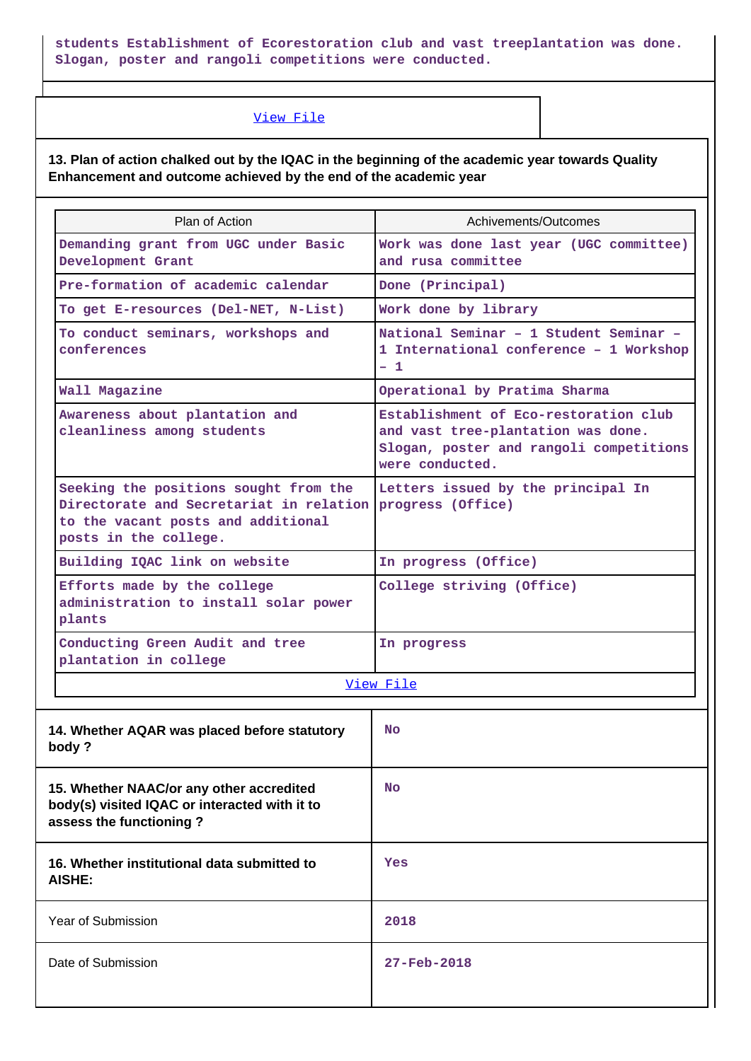students Establishment of Ecorestoration club and vast treeplantation was done. Slogan, poster and rangoli competitions were conducted.

View File

**13. Plan of action chalked out by the IQAC in the beginning of the academic year towards Quality Enhancement and outcome achieved by the end of the academic year**

| Plan of Action | Achivements/Outcomes |
|---|---|
| Demanding grant from UGC under Basic Development Grant | Work was done last year (UGC committee) and rusa committee |
| Pre-formation of academic calendar | Done (Principal) |
| To get E-resources (Del-NET, N-List) | Work done by library |
| To conduct seminars, workshops and conferences | National Seminar – 1 Student Seminar – 1 International conference – 1 Workshop – 1 |
| Wall Magazine | Operational by Pratima Sharma |
| Awareness about plantation and cleanliness among students | Establishment of Eco-restoration club and vast tree-plantation was done. Slogan, poster and rangoli competitions were conducted. |
| Seeking the positions sought from the Directorate and Secretariat in relation to the vacant posts and additional posts in the college. | Letters issued by the principal In progress (Office) |
| Building IQAC link on website | In progress (Office) |
| Efforts made by the college administration to install solar power plants | College striving (Office) |
| Conducting Green Audit and tree plantation in college | In progress |

View File

| | |
|---|---|
| **14. Whether AQAR was placed before statutory body ?** | No |
| **15. Whether NAAC/or any other accredited body(s) visited IQAC or interacted with it to assess the functioning ?** | No |
| **16. Whether institutional data submitted to AISHE:** | Yes |
| Year of Submission | 2018 |
| Date of Submission | 27-Feb-2018 |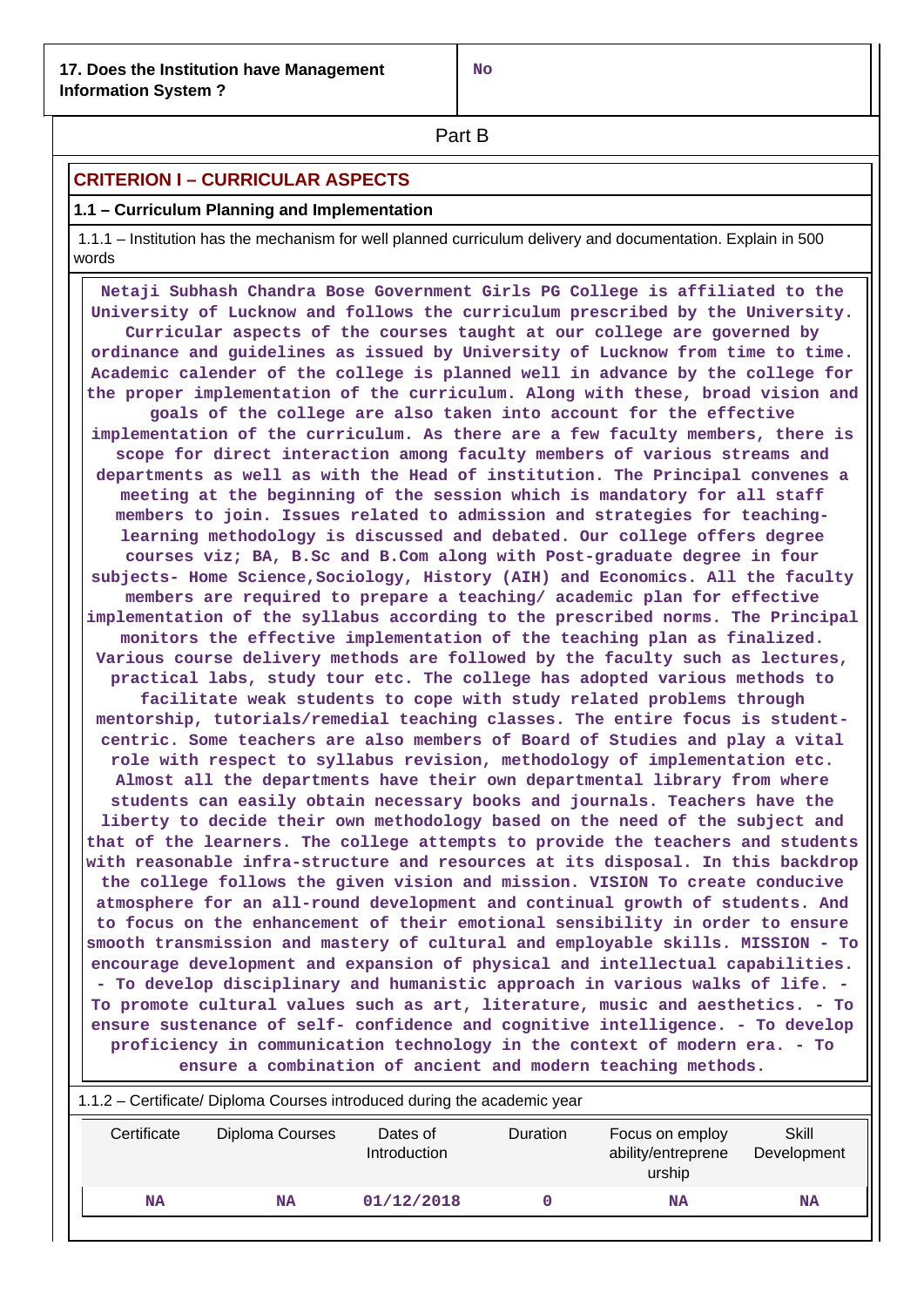| 17. Does the Institution have Management Information System ? | No |
|---|---|

Part B

## CRITERION I – CURRICULAR ASPECTS

### 1.1 – Curriculum Planning and Implementation

1.1.1 – Institution has the mechanism for well planned curriculum delivery and documentation. Explain in 500 words

**Netaji Subhash Chandra Bose Government Girls PG College is affiliated to the University of Lucknow and follows the curriculum prescribed by the University. Curricular aspects of the courses taught at our college are governed by ordinance and guidelines as issued by University of Lucknow from time to time. Academic calender of the college is planned well in advance by the college for the proper implementation of the curriculum. Along with these, broad vision and goals of the college are also taken into account for the effective implementation of the curriculum. As there are a few faculty members, there is scope for direct interaction among faculty members of various streams and departments as well as with the Head of institution. The Principal convenes a meeting at the beginning of the session which is mandatory for all staff members to join. Issues related to admission and strategies for teaching-learning methodology is discussed and debated. Our college offers degree courses viz; BA, B.Sc and B.Com along with Post-graduate degree in four subjects- Home Science,Sociology, History (AIH) and Economics. All the faculty members are required to prepare a teaching/ academic plan for effective implementation of the syllabus according to the prescribed norms. The Principal monitors the effective implementation of the teaching plan as finalized. Various course delivery methods are followed by the faculty such as lectures, practical labs, study tour etc. The college has adopted various methods to facilitate weak students to cope with study related problems through mentorship, tutorials/remedial teaching classes. The entire focus is student-centric. Some teachers are also members of Board of Studies and play a vital role with respect to syllabus revision, methodology of implementation etc. Almost all the departments have their own departmental library from where students can easily obtain necessary books and journals. Teachers have the liberty to decide their own methodology based on the need of the subject and that of the learners. The college attempts to provide the teachers and students with reasonable infra-structure and resources at its disposal. In this backdrop the college follows the given vision and mission. VISION To create conducive atmosphere for an all-round development and continual growth of students. And to focus on the enhancement of their emotional sensibility in order to ensure smooth transmission and mastery of cultural and employable skills. MISSION - To encourage development and expansion of physical and intellectual capabilities. - To develop disciplinary and humanistic approach in various walks of life. - To promote cultural values such as art, literature, music and aesthetics. - To ensure sustenance of self- confidence and cognitive intelligence. - To develop proficiency in communication technology in the context of modern era. - To ensure a combination of ancient and modern teaching methods.**

1.1.2 – Certificate/ Diploma Courses introduced during the academic year

| Certificate | Diploma Courses | Dates of Introduction | Duration | Focus on employ ability/entreprene urship | Skill Development |
|---|---|---|---|---|---|
| NA | NA | 01/12/2018 | 0 | NA | NA |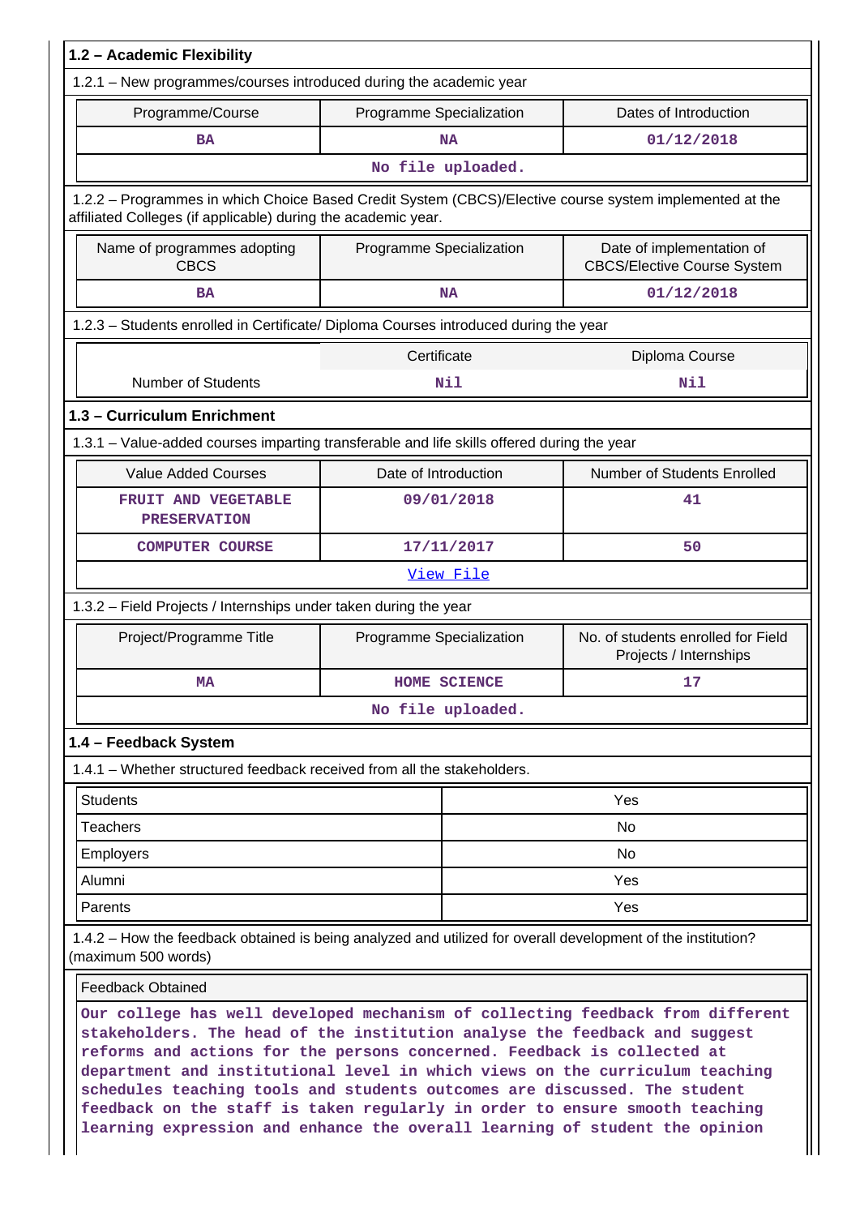## 1.2 – Academic Flexibility

1.2.1 – New programmes/courses introduced during the academic year

| Programme/Course | Programme Specialization | Dates of Introduction |
|---|---|---|
| BA | NA | 01/12/2018 |
| No file uploaded. | | |

1.2.2 – Programmes in which Choice Based Credit System (CBCS)/Elective course system implemented at the affiliated Colleges (if applicable) during the academic year.

| Name of programmes adopting CBCS | Programme Specialization | Date of implementation of CBCS/Elective Course System |
|---|---|---|
| BA | NA | 01/12/2018 |

1.2.3 – Students enrolled in Certificate/ Diploma Courses introduced during the year

| | Certificate | Diploma Course |
|---|---|---|
| Number of Students | Nil | Nil |

## 1.3 – Curriculum Enrichment

1.3.1 – Value-added courses imparting transferable and life skills offered during the year

| Value Added Courses | Date of Introduction | Number of Students Enrolled |
|---|---|---|
| FRUIT AND VEGETABLE PRESERVATION | 09/01/2018 | 41 |
| COMPUTER COURSE | 17/11/2017 | 50 |
| View File | | |

1.3.2 – Field Projects / Internships under taken during the year

| Project/Programme Title | Programme Specialization | No. of students enrolled for Field Projects / Internships |
|---|---|---|
| MA | HOME SCIENCE | 17 |
| No file uploaded. | | |

## 1.4 – Feedback System

1.4.1 – Whether structured feedback received from all the stakeholders.

| Stakeholder | Response |
|---|---|
| Students | Yes |
| Teachers | No |
| Employers | No |
| Alumni | Yes |
| Parents | Yes |

1.4.2 – How the feedback obtained is being analyzed and utilized for overall development of the institution? (maximum 500 words)

Feedback Obtained

Our college has well developed mechanism of collecting feedback from different stakeholders. The head of the institution analyse the feedback and suggest reforms and actions for the persons concerned. Feedback is collected at department and institutional level in which views on the curriculum teaching schedules teaching tools and students outcomes are discussed. The student feedback on the staff is taken regularly in order to ensure smooth teaching learning expression and enhance the overall learning of student the opinion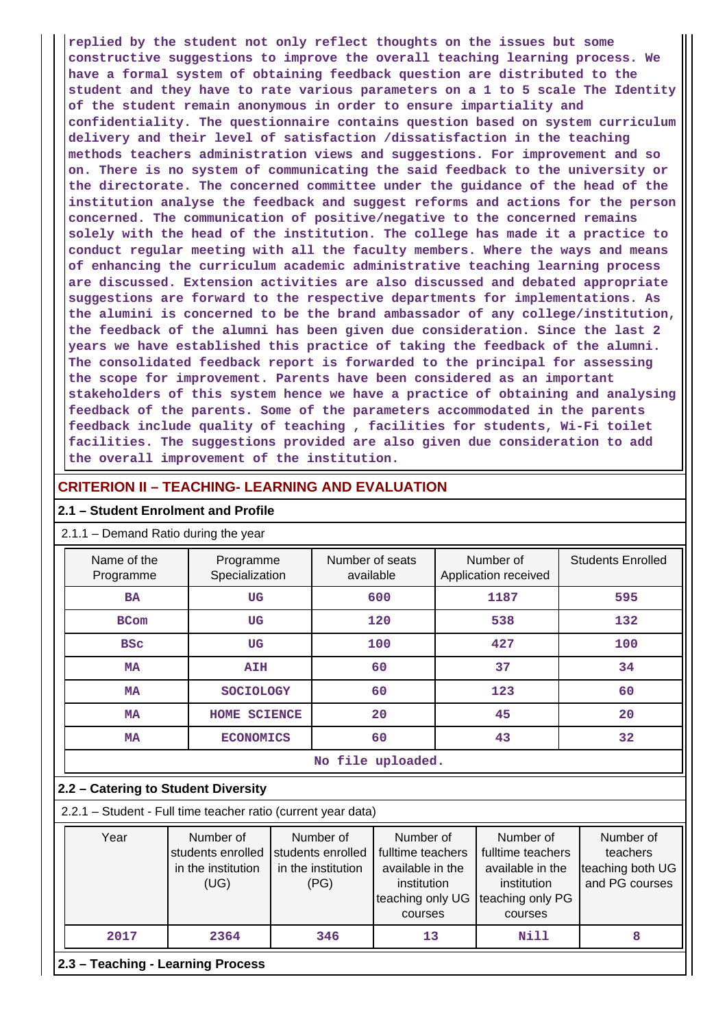replied by the student not only reflect thoughts on the issues but some constructive suggestions to improve the overall teaching learning process. We have a formal system of obtaining feedback question are distributed to the student and they have to rate various parameters on a 1 to 5 scale The Identity of the student remain anonymous in order to ensure impartiality and confidentiality. The questionnaire contains question based on system curriculum delivery and their level of satisfaction /dissatisfaction in the teaching methods teachers administration views and suggestions. For improvement and so on. There is no system of communicating the said feedback to the university or the directorate. The concerned committee under the guidance of the head of the institution analyse the feedback and suggest reforms and actions for the person concerned. The communication of positive/negative to the concerned remains solely with the head of the institution. The college has made it a practice to conduct regular meeting with all the faculty members. Where the ways and means of enhancing the curriculum academic administrative teaching learning process are discussed. Extension activities are also discussed and debated appropriate suggestions are forward to the respective departments for implementations. As the alumni is concerned to be the brand ambassador of any college/institution, the feedback of the alumni has been given due consideration. Since the last 2 years we have established this practice of taking the feedback of the alumni. The consolidated feedback report is forwarded to the principal for assessing the scope for improvement. Parents have been considered as an important stakeholders of this system hence we have a practice of obtaining and analysing feedback of the parents. Some of the parameters accommodated in the parents feedback include quality of teaching , facilities for students, Wi-Fi toilet facilities. The suggestions provided are also given due consideration to add the overall improvement of the institution.

## CRITERION II – TEACHING- LEARNING AND EVALUATION

### 2.1 – Student Enrolment and Profile

2.1.1 – Demand Ratio during the year

| Name of the Programme | Programme Specialization | Number of seats available | Number of Application received | Students Enrolled |
|---|---|---|---|---|
| BA | UG | 600 | 1187 | 595 |
| BCom | UG | 120 | 538 | 132 |
| BSc | UG | 100 | 427 | 100 |
| MA | AIH | 60 | 37 | 34 |
| MA | SOCIOLOGY | 60 | 123 | 60 |
| MA | HOME SCIENCE | 20 | 45 | 20 |
| MA | ECONOMICS | 60 | 43 | 32 |

No file uploaded.

### 2.2 – Catering to Student Diversity

2.2.1 – Student - Full time teacher ratio (current year data)

| Year | Number of students enrolled in the institution (UG) | Number of students enrolled in the institution (PG) | Number of fulltime teachers available in the institution teaching only UG courses | Number of fulltime teachers available in the institution teaching only PG courses | Number of teachers teaching both UG and PG courses |
|---|---|---|---|---|---|
| 2017 | 2364 | 346 | 13 | Nill | 8 |

### 2.3 – Teaching - Learning Process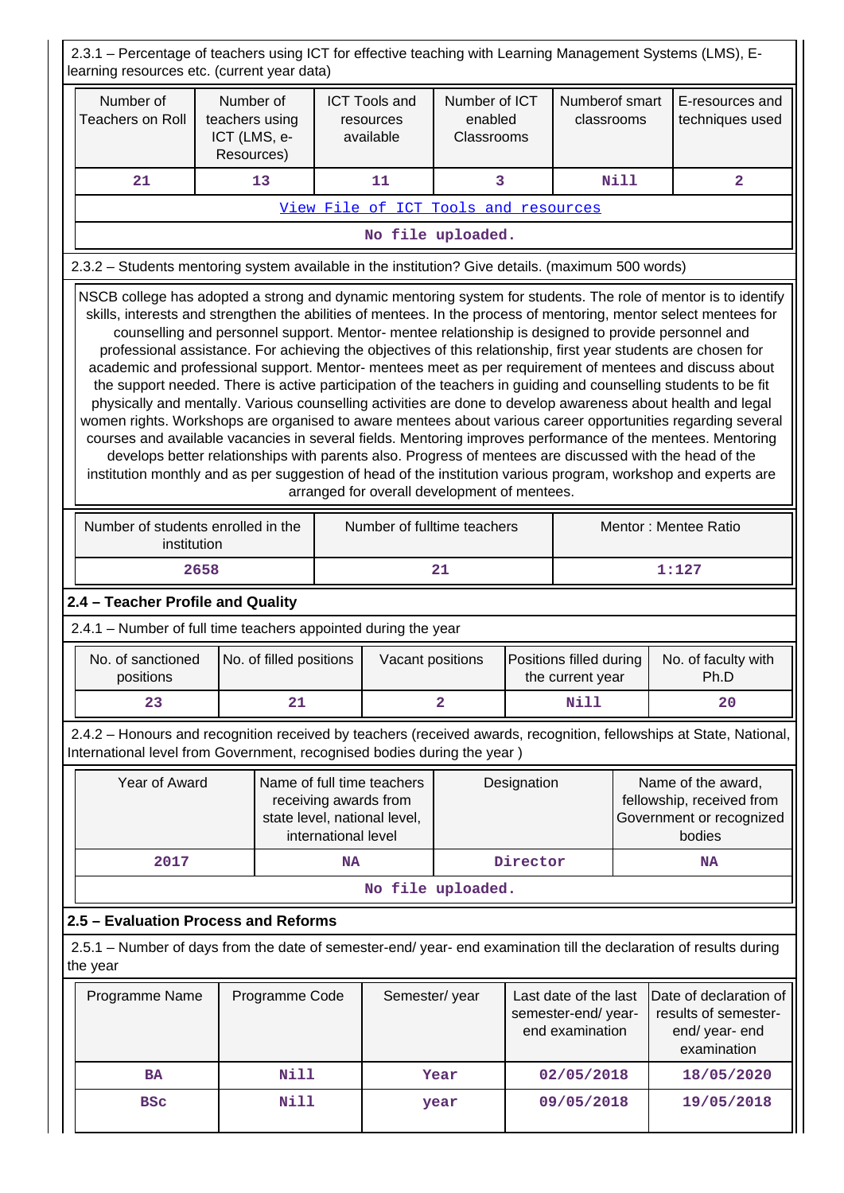2.3.1 – Percentage of teachers using ICT for effective teaching with Learning Management Systems (LMS), E-learning resources etc. (current year data)

| Number of Teachers on Roll | Number of teachers using ICT (LMS, e-Resources) | ICT Tools and resources available | Number of ICT enabled Classrooms | Numberof smart classrooms | E-resources and techniques used |
|---|---|---|---|---|---|
| 21 | 13 | 11 | 3 | Nill | 2 |

View File of ICT Tools and resources

No file uploaded.

2.3.2 – Students mentoring system available in the institution? Give details. (maximum 500 words)

NSCB college has adopted a strong and dynamic mentoring system for students. The role of mentor is to identify skills, interests and strengthen the abilities of mentees. In the process of mentoring, mentor select mentees for counselling and personnel support. Mentor- mentee relationship is designed to provide personnel and professional assistance. For achieving the objectives of this relationship, first year students are chosen for academic and professional support. Mentor- mentees meet as per requirement of mentees and discuss about the support needed. There is active participation of the teachers in guiding and counselling students to be fit physically and mentally. Various counselling activities are done to develop awareness about health and legal women rights. Workshops are organised to aware mentees about various career opportunities regarding several courses and available vacancies in several fields. Mentoring improves performance of the mentees. Mentoring develops better relationships with parents also. Progress of mentees are discussed with the head of the institution monthly and as per suggestion of head of the institution various program, workshop and experts are arranged for overall development of mentees.

| Number of students enrolled in the institution | Number of fulltime teachers | Mentor : Mentee Ratio |
|---|---|---|
| 2658 | 21 | 1:127 |

## 2.4 – Teacher Profile and Quality

2.4.1 – Number of full time teachers appointed during the year

| No. of sanctioned positions | No. of filled positions | Vacant positions | Positions filled during the current year | No. of faculty with Ph.D |
|---|---|---|---|---|
| 23 | 21 | 2 | Nill | 20 |

2.4.2 – Honours and recognition received by teachers (received awards, recognition, fellowships at State, National, International level from Government, recognised bodies during the year )

| Year of Award | Name of full time teachers receiving awards from state level, national level, international level | Designation | Name of the award, fellowship, received from Government or recognized bodies |
|---|---|---|---|
| 2017 | NA | Director | NA |

No file uploaded.

## 2.5 – Evaluation Process and Reforms

2.5.1 – Number of days from the date of semester-end/ year- end examination till the declaration of results during the year

| Programme Name | Programme Code | Semester/ year | Last date of the last semester-end/ year- end examination | Date of declaration of results of semester-end/ year- end examination |
|---|---|---|---|---|
| BA | Nill | Year | 02/05/2018 | 18/05/2020 |
| BSc | Nill | year | 09/05/2018 | 19/05/2018 |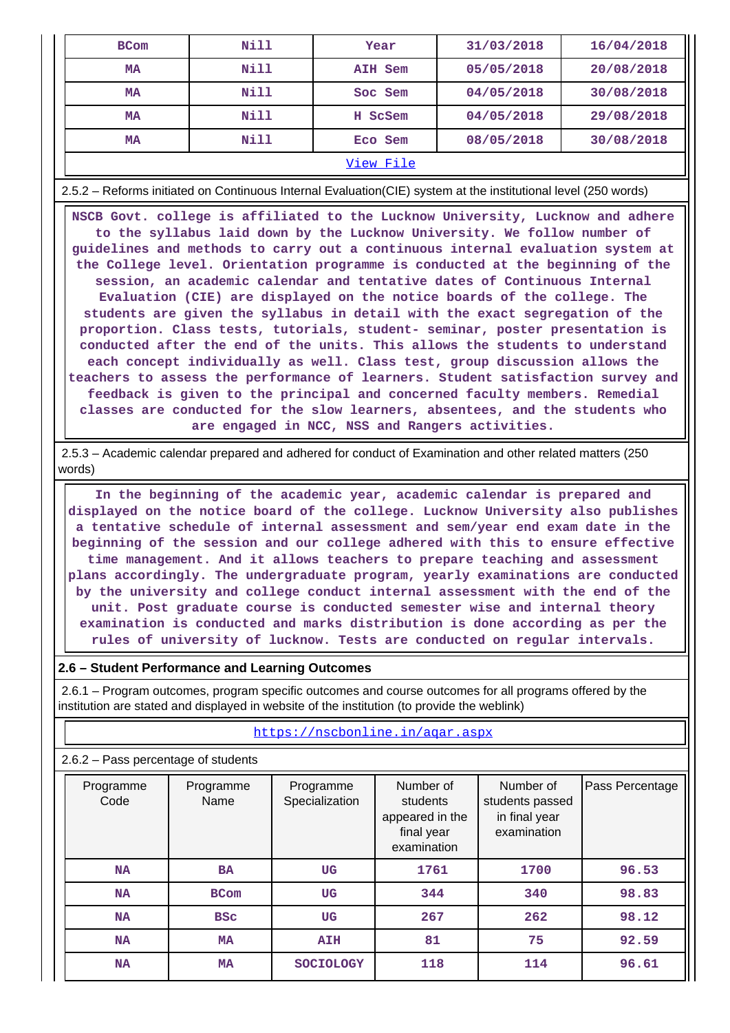| BCom | Nill | Year | 31/03/2018 | 16/04/2018 |
|---|---|---|---|---|
| MA | Nill | AIH Sem | 05/05/2018 | 20/08/2018 |
| MA | Nill | Soc Sem | 04/05/2018 | 30/08/2018 |
| MA | Nill | H ScSem | 04/05/2018 | 29/08/2018 |
| MA | Nill | Eco Sem | 08/05/2018 | 30/08/2018 |
| View File | | | | |

2.5.2 – Reforms initiated on Continuous Internal Evaluation(CIE) system at the institutional level (250 words)

NSCB Govt. college is affiliated to the Lucknow University, Lucknow and adhere to the syllabus laid down by the Lucknow University. We follow number of guidelines and methods to carry out a continuous internal evaluation system at the College level. Orientation programme is conducted at the beginning of the session, an academic calendar and tentative dates of Continuous Internal Evaluation (CIE) are displayed on the notice boards of the college. The students are given the syllabus in detail with the exact segregation of the proportion. Class tests, tutorials, student- seminar, poster presentation is conducted after the end of the units. This allows the students to understand each concept individually as well. Class test, group discussion allows the teachers to assess the performance of learners. Student satisfaction survey and feedback is given to the principal and concerned faculty members. Remedial classes are conducted for the slow learners, absentees, and the students who are engaged in NCC, NSS and Rangers activities.

2.5.3 – Academic calendar prepared and adhered for conduct of Examination and other related matters (250 words)

In the beginning of the academic year, academic calendar is prepared and displayed on the notice board of the college. Lucknow University also publishes a tentative schedule of internal assessment and sem/year end exam date in the beginning of the session and our college adhered with this to ensure effective time management. And it allows teachers to prepare teaching and assessment plans accordingly. The undergraduate program, yearly examinations are conducted by the university and college conduct internal assessment with the end of the unit. Post graduate course is conducted semester wise and internal theory examination is conducted and marks distribution is done according as per the rules of university of lucknow. Tests are conducted on regular intervals.

**2.6 – Student Performance and Learning Outcomes**

2.6.1 – Program outcomes, program specific outcomes and course outcomes for all programs offered by the institution are stated and displayed in website of the institution (to provide the weblink)

https://nscbonline.in/aqar.aspx

2.6.2 – Pass percentage of students

| Programme Code | Programme Name | Programme Specialization | Number of students appeared in the final year examination | Number of students passed in final year examination | Pass Percentage |
|---|---|---|---|---|---|
| NA | BA | UG | 1761 | 1700 | 96.53 |
| NA | BCom | UG | 344 | 340 | 98.83 |
| NA | BSc | UG | 267 | 262 | 98.12 |
| NA | MA | AIH | 81 | 75 | 92.59 |
| NA | MA | SOCIOLOGY | 118 | 114 | 96.61 |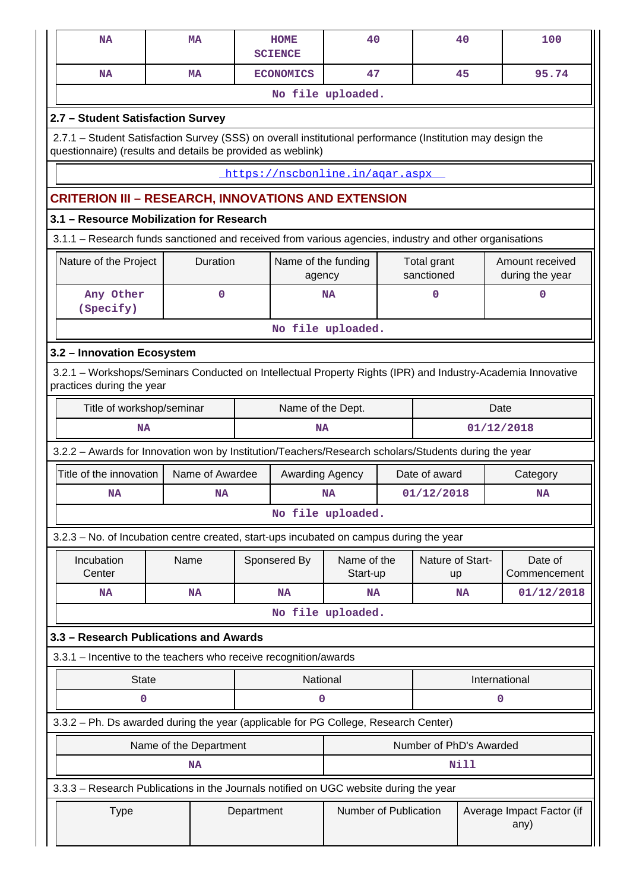| NA | MA | HOME SCIENCE | 40 | 40 | 100 |
|---|---|---|---|---|---|
| NA | MA | ECONOMICS | 47 | 45 | 95.74 |
| No file uploaded. | | | | | |

## 2.7 – Student Satisfaction Survey

2.7.1 – Student Satisfaction Survey (SSS) on overall institutional performance (Institution may design the questionnaire) (results and details be provided as weblink)

https://nscbonline.in/aqar.aspx

## CRITERION III – RESEARCH, INNOVATIONS AND EXTENSION

### 3.1 – Resource Mobilization for Research

3.1.1 – Research funds sanctioned and received from various agencies, industry and other organisations

| Nature of the Project | Duration | Name of the funding agency | Total grant sanctioned | Amount received during the year |
|---|---|---|---|---|
| Any Other (Specify) | 0 | NA | 0 | 0 |
| No file uploaded. | | | | |

### 3.2 – Innovation Ecosystem

3.2.1 – Workshops/Seminars Conducted on Intellectual Property Rights (IPR) and Industry-Academia Innovative practices during the year

| Title of workshop/seminar | Name of the Dept. | Date |
|---|---|---|
| NA | NA | 01/12/2018 |

3.2.2 – Awards for Innovation won by Institution/Teachers/Research scholars/Students during the year

| Title of the innovation | Name of Awardee | Awarding Agency | Date of award | Category |
|---|---|---|---|---|
| NA | NA | NA | 01/12/2018 | NA |
| No file uploaded. | | | | |

3.2.3 – No. of Incubation centre created, start-ups incubated on campus during the year

| Incubation Center | Name | Sponsered By | Name of the Start-up | Nature of Start-up | Date of Commencement |
|---|---|---|---|---|---|
| NA | NA | NA | NA | NA | 01/12/2018 |
| No file uploaded. | | | | | |

### 3.3 – Research Publications and Awards

3.3.1 – Incentive to the teachers who receive recognition/awards

| State | National | International |
|---|---|---|
| 0 | 0 | 0 |

3.3.2 – Ph. Ds awarded during the year (applicable for PG College, Research Center)

| Name of the Department | Number of PhD's Awarded |
|---|---|
| NA | Nill |

3.3.3 – Research Publications in the Journals notified on UGC website during the year

| Type | Department | Number of Publication | Average Impact Factor (if any) |
|---|---|---|---|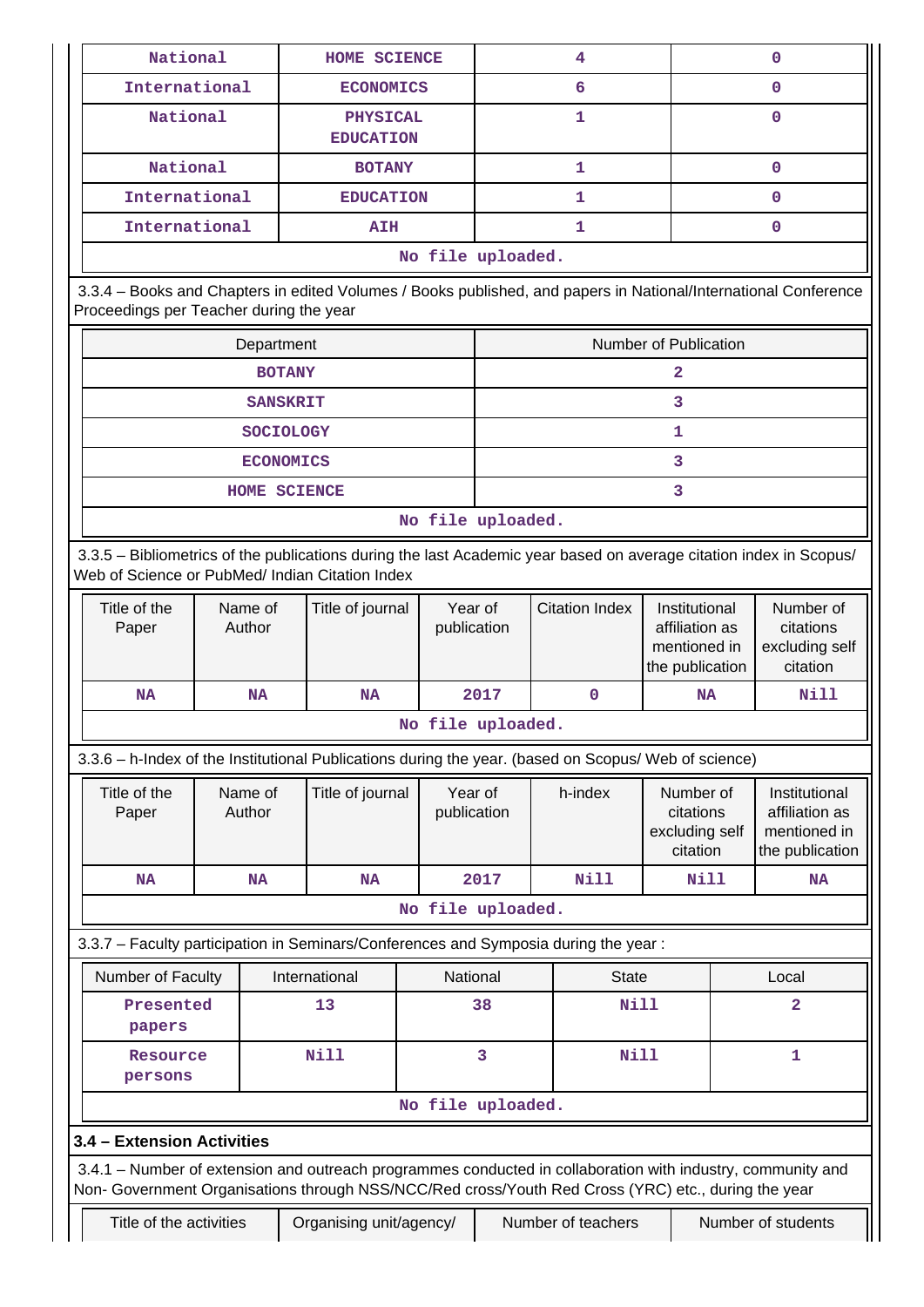| National | HOME SCIENCE | 4 | 0 |
|---|---|---|---|
| International | ECONOMICS | 6 | 0 |
| National | PHYSICAL EDUCATION | 1 | 0 |
| National | BOTANY | 1 | 0 |
| International | EDUCATION | 1 | 0 |
| International | AIH | 1 | 0 |
| No file uploaded. | | | |

3.3.4 – Books and Chapters in edited Volumes / Books published, and papers in National/International Conference Proceedings per Teacher during the year

| Department | Number of Publication |
|---|---|
| BOTANY | 2 |
| SANSKRIT | 3 |
| SOCIOLOGY | 1 |
| ECONOMICS | 3 |
| HOME SCIENCE | 3 |
| No file uploaded. | |

3.3.5 – Bibliometrics of the publications during the last Academic year based on average citation index in Scopus/ Web of Science or PubMed/ Indian Citation Index

| Title of the Paper | Name of Author | Title of journal | Year of publication | Citation Index | Institutional affiliation as mentioned in the publication | Number of citations excluding self citation |
|---|---|---|---|---|---|---|
| NA | NA | NA | 2017 | 0 | NA | Nill |
| No file uploaded. | | | | | | |

3.3.6 – h-Index of the Institutional Publications during the year. (based on Scopus/ Web of science)

| Title of the Paper | Name of Author | Title of journal | Year of publication | h-index | Number of citations excluding self citation | Institutional affiliation as mentioned in the publication |
|---|---|---|---|---|---|---|
| NA | NA | NA | 2017 | Nill | Nill | NA |
| No file uploaded. | | | | | | |

3.3.7 – Faculty participation in Seminars/Conferences and Symposia during the year :

| Number of Faculty | International | National | State | Local |
|---|---|---|---|---|
| Presented papers | 13 | 38 | Nill | 2 |
| Resource persons | Nill | 3 | Nill | 1 |
| No file uploaded. | | | | |

**3.4 – Extension Activities**

3.4.1 – Number of extension and outreach programmes conducted in collaboration with industry, community and Non- Government Organisations through NSS/NCC/Red cross/Youth Red Cross (YRC) etc., during the year

| Title of the activities | Organising unit/agency/ | Number of teachers | Number of students |
|---|---|---|---|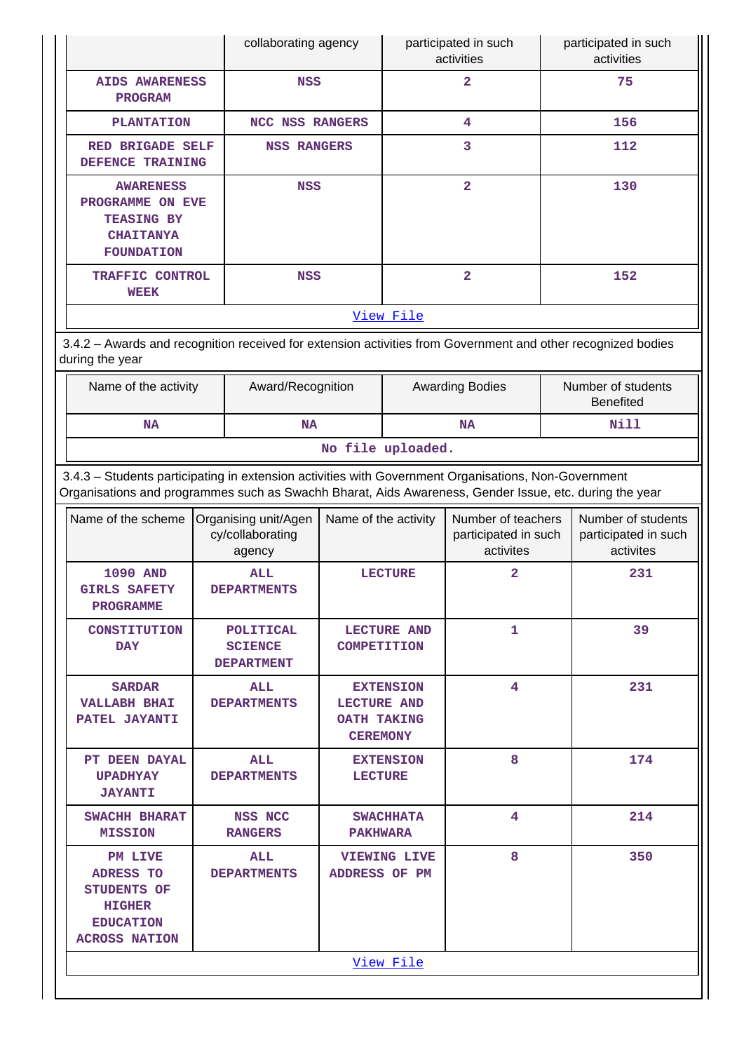| | collaborating agency | participated in such activities | participated in such activities |
|---|---|---|---|
| AIDS AWARENESS PROGRAM | NSS | 2 | 75 |
| PLANTATION | NCC NSS RANGERS | 4 | 156 |
| RED BRIGADE SELF DEFENCE TRAINING | NSS RANGERS | 3 | 112 |
| AWARENESS PROGRAMME ON EVE TEASING BY CHAITANYA FOUNDATION | NSS | 2 | 130 |
| TRAFFIC CONTROL WEEK | NSS | 2 | 152 |

View File

3.4.2 – Awards and recognition received for extension activities from Government and other recognized bodies during the year

| Name of the activity | Award/Recognition | Awarding Bodies | Number of students Benefited |
|---|---|---|---|
| NA | NA | NA | Nill |

No file uploaded.

3.4.3 – Students participating in extension activities with Government Organisations, Non-Government Organisations and programmes such as Swachh Bharat, Aids Awareness, Gender Issue, etc. during the year

| Name of the scheme | Organising unit/Agency/collaborating agency | Name of the activity | Number of teachers participated in such activites | Number of students participated in such activites |
|---|---|---|---|---|
| 1090 AND GIRLS SAFETY PROGRAMME | ALL DEPARTMENTS | LECTURE | 2 | 231 |
| CONSTITUTION DAY | POLITICAL SCIENCE DEPARTMENT | LECTURE AND COMPETITION | 1 | 39 |
| SARDAR VALLABH BHAI PATEL JAYANTI | ALL DEPARTMENTS | EXTENSION LECTURE AND OATH TAKING CEREMONY | 4 | 231 |
| PT DEEN DAYAL UPADHYAY JAYANTI | ALL DEPARTMENTS | EXTENSION LECTURE | 8 | 174 |
| SWACHH BHARAT MISSION | NSS NCC RANGERS | SWACHHATA PAKHWARA | 4 | 214 |
| PM LIVE ADRESS TO STUDENTS OF HIGHER EDUCATION ACROSS NATION | ALL DEPARTMENTS | VIEWING LIVE ADDRESS OF PM | 8 | 350 |

View File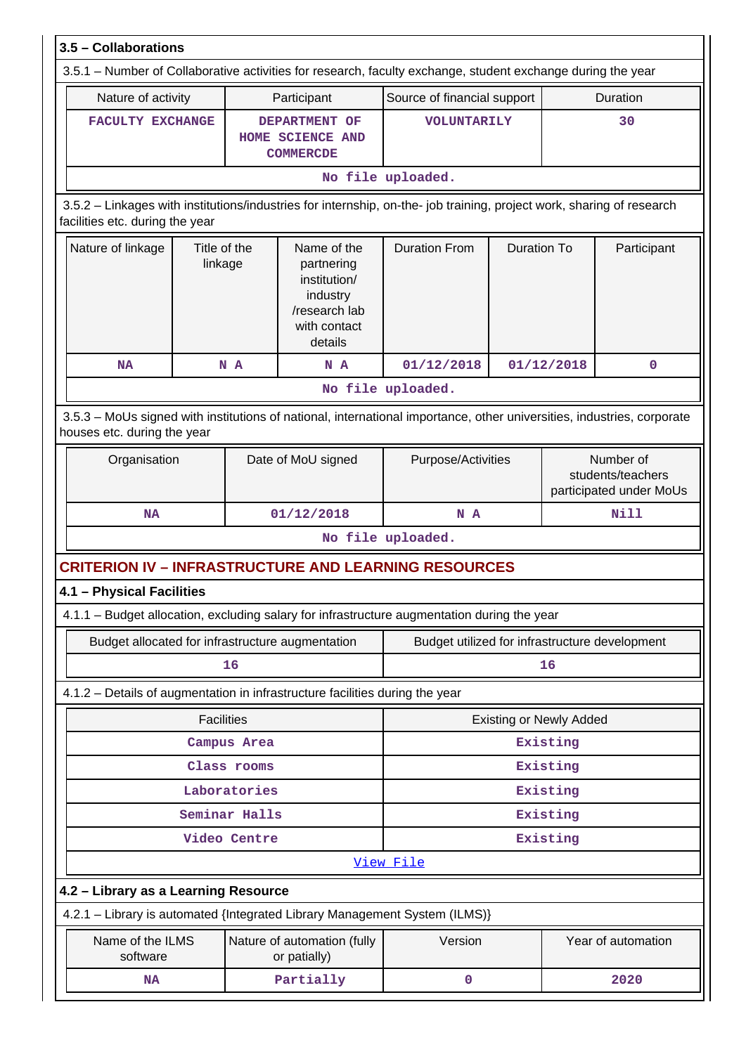### 3.5 – Collaborations

3.5.1 – Number of Collaborative activities for research, faculty exchange, student exchange during the year

| Nature of activity | Participant | Source of financial support | Duration |
|---|---|---|---|
| FACULTY EXCHANGE | DEPARTMENT OF HOME SCIENCE AND COMMERCDE | VOLUNTARILY | 30 |
| No file uploaded. | | | |

3.5.2 – Linkages with institutions/industries for internship, on-the- job training, project work, sharing of research facilities etc. during the year

| Nature of linkage | Title of the linkage | Name of the partnering institution/ industry /research lab with contact details | Duration From | Duration To | Participant |
|---|---|---|---|---|---|
| NA | N A | N A | 01/12/2018 | 01/12/2018 | 0 |
| No file uploaded. | | | | | |

3.5.3 – MoUs signed with institutions of national, international importance, other universities, industries, corporate houses etc. during the year

| Organisation | Date of MoU signed | Purpose/Activities | Number of students/teachers participated under MoUs |
|---|---|---|---|
| NA | 01/12/2018 | N A | Nill |
| No file uploaded. | | | |

## CRITERION IV – INFRASTRUCTURE AND LEARNING RESOURCES

### 4.1 – Physical Facilities

4.1.1 – Budget allocation, excluding salary for infrastructure augmentation during the year

| Budget allocated for infrastructure augmentation | Budget utilized for infrastructure development |
|---|---|
| 16 | 16 |

4.1.2 – Details of augmentation in infrastructure facilities during the year

| Facilities | Existing or Newly Added |
|---|---|
| Campus Area | Existing |
| Class rooms | Existing |
| Laboratories | Existing |
| Seminar Halls | Existing |
| Video Centre | Existing |
| View File | |

### 4.2 – Library as a Learning Resource

4.2.1 – Library is automated {Integrated Library Management System (ILMS)}

| Name of the ILMS software | Nature of automation (fully or patially) | Version | Year of automation |
|---|---|---|---|
| NA | Partially | 0 | 2020 |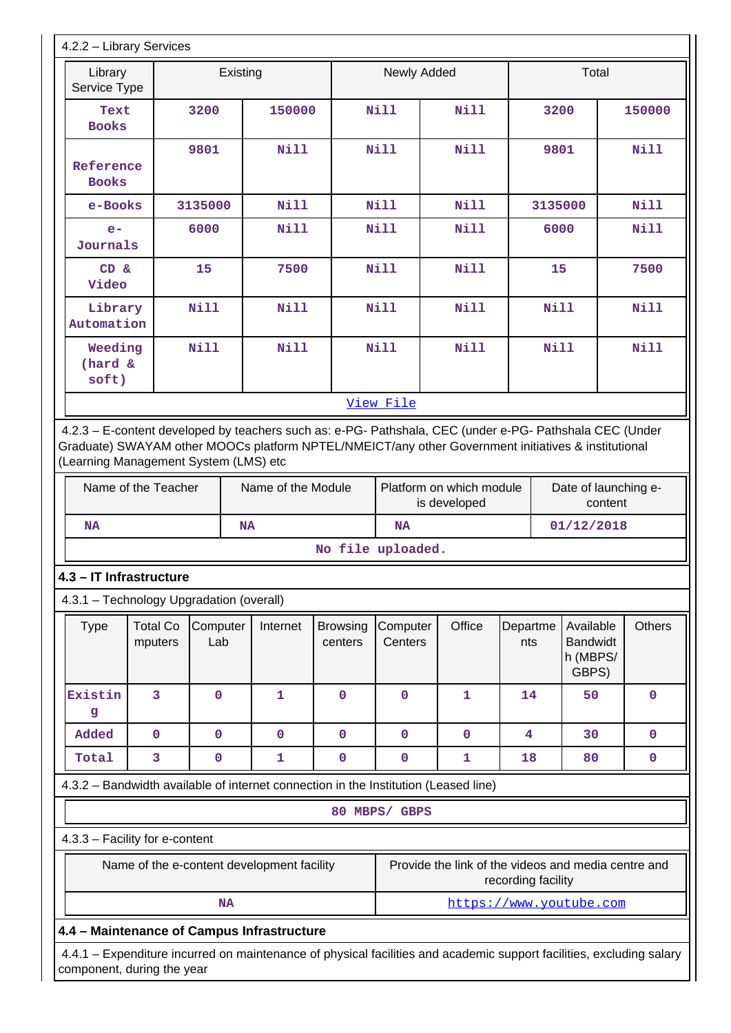4.2.2 – Library Services

| Library Service Type | Existing | | Newly Added | | Total | |
|---|---|---|---|---|---|---|
| Text Books | 3200 | 150000 | Nill | Nill | 3200 | 150000 |
| Reference Books | 9801 | Nill | Nill | Nill | 9801 | Nill |
| e-Books | 3135000 | Nill | Nill | Nill | 3135000 | Nill |
| e-Journals | 6000 | Nill | Nill | Nill | 6000 | Nill |
| CD & Video | 15 | 7500 | Nill | Nill | 15 | 7500 |
| Library Automation | Nill | Nill | Nill | Nill | Nill | Nill |
| Weeding (hard & soft) | Nill | Nill | Nill | Nill | Nill | Nill |

View File

4.2.3 – E-content developed by teachers such as: e-PG- Pathshala, CEC (under e-PG- Pathshala CEC (Under Graduate) SWAYAM other MOOCs platform NPTEL/NMEICT/any other Government initiatives & institutional (Learning Management System (LMS) etc

| Name of the Teacher | Name of the Module | Platform on which module is developed | Date of launching e-content |
|---|---|---|---|
| NA | NA | NA | 01/12/2018 |

No file uploaded.

### 4.3 – IT Infrastructure

4.3.1 – Technology Upgradation (overall)

| Type | Total Computers | Computer Lab | Internet | Browsing centers | Computer Centers | Office | Departments | Available Bandwidth (MBPS/ GBPS) | Others |
|---|---|---|---|---|---|---|---|---|---|
| Existing | 3 | 0 | 1 | 0 | 0 | 1 | 14 | 50 | 0 |
| Added | 0 | 0 | 0 | 0 | 0 | 0 | 4 | 30 | 0 |
| Total | 3 | 0 | 1 | 0 | 0 | 1 | 18 | 80 | 0 |

4.3.2 – Bandwidth available of internet connection in the Institution (Leased line)

80 MBPS/ GBPS

4.3.3 – Facility for e-content

| Name of the e-content development facility | Provide the link of the videos and media centre and recording facility |
|---|---|
| NA | https://www.youtube.com |

### 4.4 – Maintenance of Campus Infrastructure

4.4.1 – Expenditure incurred on maintenance of physical facilities and academic support facilities, excluding salary component, during the year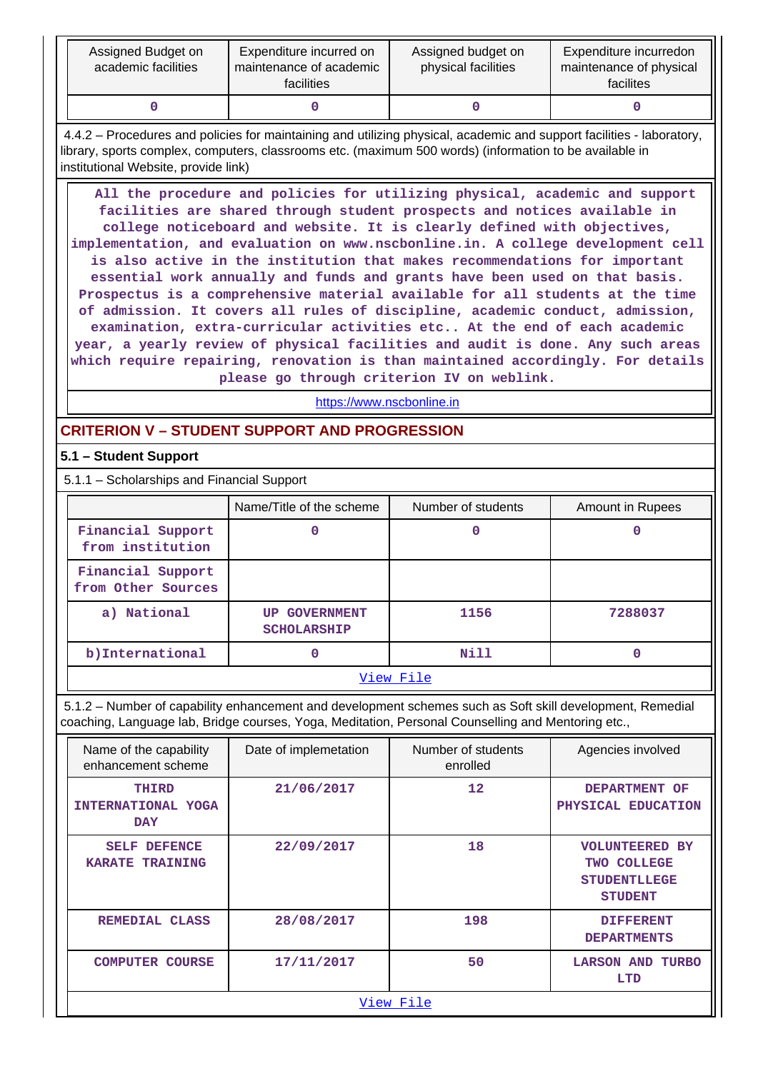| Assigned Budget on academic facilities | Expenditure incurred on maintenance of academic facilities | Assigned budget on physical facilities | Expenditure incurredon maintenance of physical facilites |
|---|---|---|---|
| 0 | 0 | 0 | 0 |

4.4.2 – Procedures and policies for maintaining and utilizing physical, academic and support facilities - laboratory, library, sports complex, computers, classrooms etc. (maximum 500 words) (information to be available in institutional Website, provide link)

All the procedure and policies for utilizing physical, academic and support facilities are shared through student prospects and notices available in college noticeboard and website. It is clearly defined with objectives, implementation, and evaluation on www.nscbonline.in. A college development cell is also active in the institution that makes recommendations for important essential work annually and funds and grants have been used on that basis. Prospectus is a comprehensive material available for all students at the time of admission. It covers all rules of discipline, academic conduct, admission, examination, extra-curricular activities etc.. At the end of each academic year, a yearly review of physical facilities and audit is done. Any such areas which require repairing, renovation is than maintained accordingly. For details please go through criterion IV on weblink.

https://www.nscbonline.in

## CRITERION V – STUDENT SUPPORT AND PROGRESSION

### 5.1 – Student Support

5.1.1 – Scholarships and Financial Support

| | Name/Title of the scheme | Number of students | Amount in Rupees |
|---|---|---|---|
| Financial Support from institution | 0 | 0 | 0 |
| Financial Support from Other Sources | | | |
| a) National | UP GOVERNMENT SCHOLARSHIP | 1156 | 7288037 |
| b)International | 0 | Nill | 0 |

View File

5.1.2 – Number of capability enhancement and development schemes such as Soft skill development, Remedial coaching, Language lab, Bridge courses, Yoga, Meditation, Personal Counselling and Mentoring etc.,

| Name of the capability enhancement scheme | Date of implemetation | Number of students enrolled | Agencies involved |
|---|---|---|---|
| THIRD INTERNATIONAL YOGA DAY | 21/06/2017 | 12 | DEPARTMENT OF PHYSICAL EDUCATION |
| SELF DEFENCE KARATE TRAINING | 22/09/2017 | 18 | VOLUNTEERED BY TWO COLLEGE STUDENTLLEGE STUDENT |
| REMEDIAL CLASS | 28/08/2017 | 198 | DIFFERENT DEPARTMENTS |
| COMPUTER COURSE | 17/11/2017 | 50 | LARSON AND TURBO LTD |

View File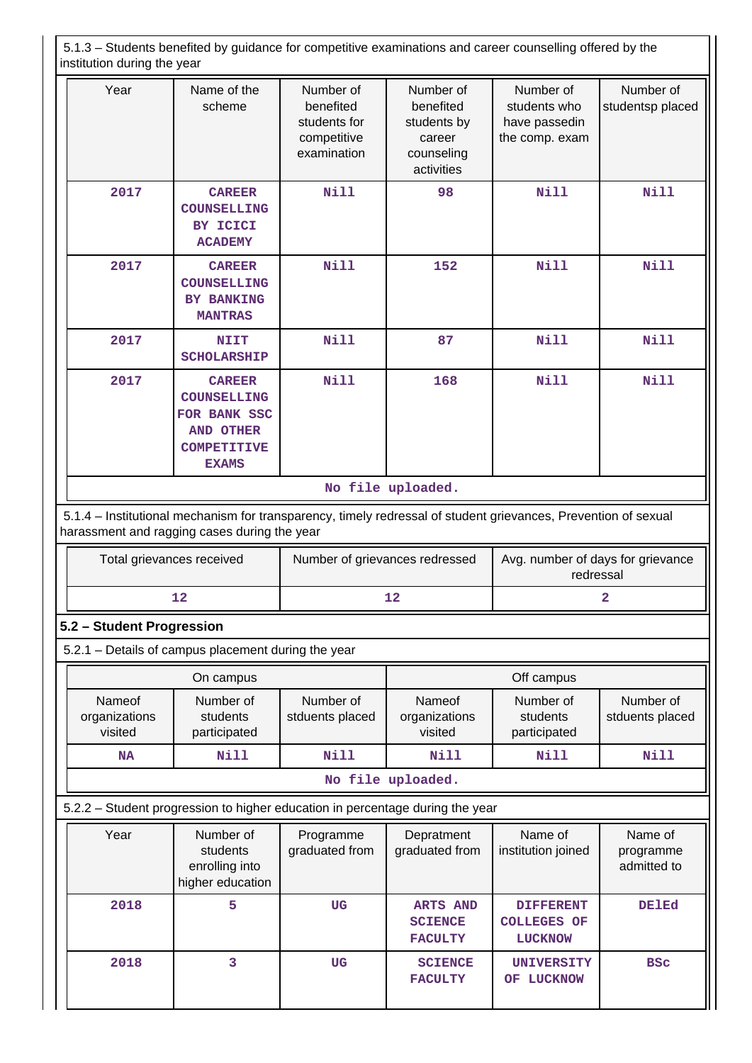5.1.3 – Students benefited by guidance for competitive examinations and career counselling offered by the institution during the year

| Year | Name of the scheme | Number of benefited students for competitive examination | Number of benefited students by career counseling activities | Number of students who have passedin the comp. exam | Number of studentsp placed |
|---|---|---|---|---|---|
| 2017 | CAREER COUNSELLING BY ICICI ACADEMY | Nill | 98 | Nill | Nill |
| 2017 | CAREER COUNSELLING BY BANKING MANTRAS | Nill | 152 | Nill | Nill |
| 2017 | NIIT SCHOLARSHIP | Nill | 87 | Nill | Nill |
| 2017 | CAREER COUNSELLING FOR BANK SSC AND OTHER COMPETITIVE EXAMS | Nill | 168 | Nill | Nill |

No file uploaded.

5.1.4 – Institutional mechanism for transparency, timely redressal of student grievances, Prevention of sexual harassment and ragging cases during the year

| Total grievances received | Number of grievances redressed | Avg. number of days for grievance redressal |
|---|---|---|
| 12 | 12 | 2 |

## 5.2 – Student Progression

5.2.1 – Details of campus placement during the year

| On campus | | | Off campus | | |
|---|---|---|---|---|---|
| Nameof organizations visited | Number of students participated | Number of stduents placed | Nameof organizations visited | Number of students participated | Number of stduents placed |
| NA | Nill | Nill | Nill | Nill | Nill |

No file uploaded.

5.2.2 – Student progression to higher education in percentage during the year

| Year | Number of students enrolling into higher education | Programme graduated from | Depratment graduated from | Name of institution joined | Name of programme admitted to |
|---|---|---|---|---|---|
| 2018 | 5 | UG | ARTS AND SCIENCE FACULTY | DIFFERENT COLLEGES OF LUCKNOW | DElEd |
| 2018 | 3 | UG | SCIENCE FACULTY | UNIVERSITY OF LUCKNOW | BSc |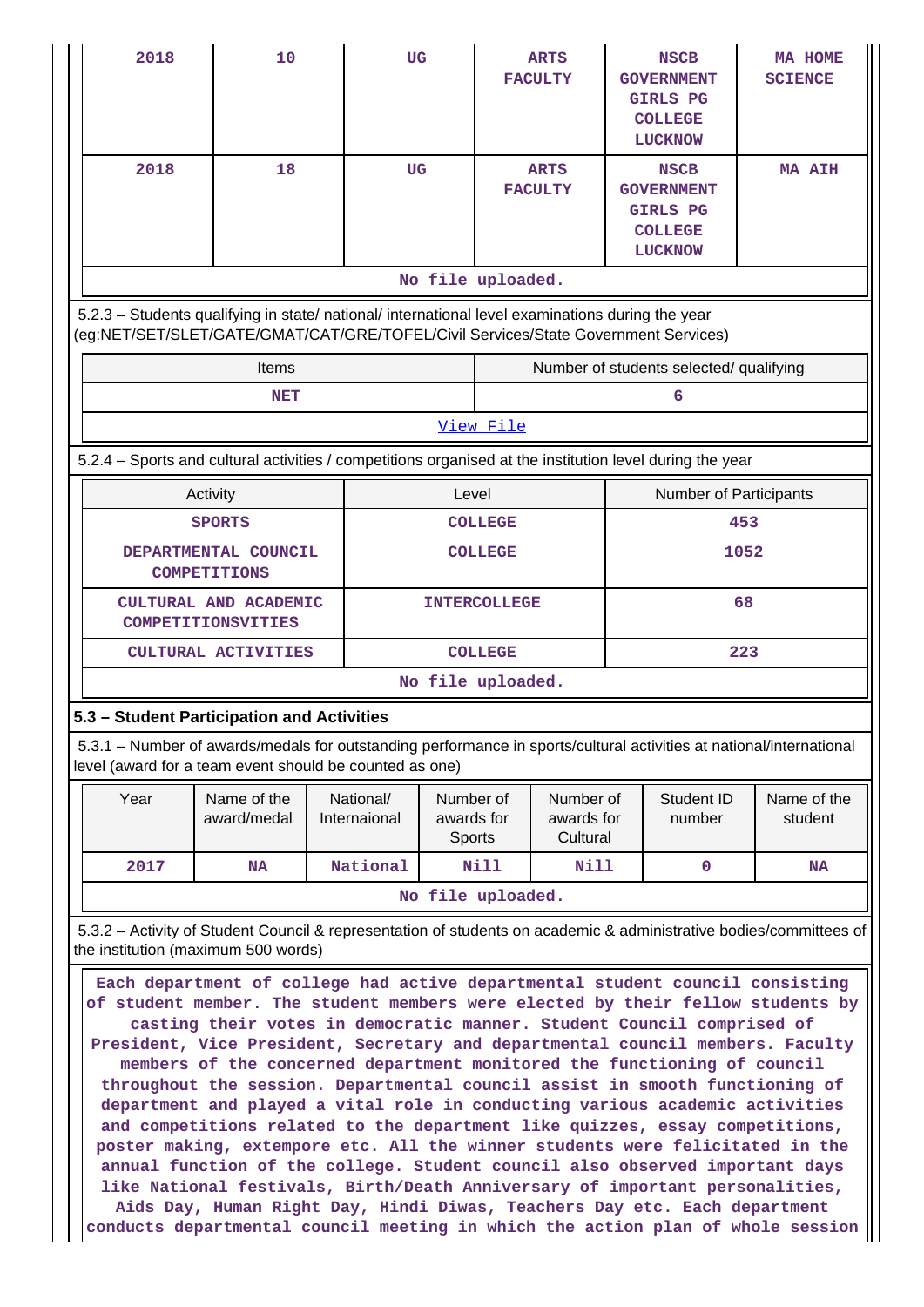| 2018 | 10 | UG | ARTS FACULTY | NSCB GOVERNMENT GIRLS PG COLLEGE LUCKNOW | MA HOME SCIENCE |
|---|---|---|---|---|---|
| 2018 | 18 | UG | ARTS FACULTY | NSCB GOVERNMENT GIRLS PG COLLEGE LUCKNOW | MA AIH |

No file uploaded.

5.2.3 – Students qualifying in state/ national/ international level examinations during the year (eg:NET/SET/SLET/GATE/GMAT/CAT/GRE/TOFEL/Civil Services/State Government Services)

| Items | Number of students selected/ qualifying |
|---|---|
| NET | 6 |

View File

5.2.4 – Sports and cultural activities / competitions organised at the institution level during the year

| Activity | Level | Number of Participants |
|---|---|---|
| SPORTS | COLLEGE | 453 |
| DEPARTMENTAL COUNCIL COMPETITIONS | COLLEGE | 1052 |
| CULTURAL AND ACADEMIC COMPETITIONSVITIES | INTERCOLLEGE | 68 |
| CULTURAL ACTIVITIES | COLLEGE | 223 |

No file uploaded.

### 5.3 – Student Participation and Activities

5.3.1 – Number of awards/medals for outstanding performance in sports/cultural activities at national/international level (award for a team event should be counted as one)

| Year | Name of the award/medal | National/ Internaional | Number of awards for Sports | Number of awards for Cultural | Student ID number | Name of the student |
|---|---|---|---|---|---|---|
| 2017 | NA | National | Nill | Nill | 0 | NA |

No file uploaded.

5.3.2 – Activity of Student Council & representation of students on academic & administrative bodies/committees of the institution (maximum 500 words)

Each department of college had active departmental student council consisting of student member. The student members were elected by their fellow students by casting their votes in democratic manner. Student Council comprised of President, Vice President, Secretary and departmental council members. Faculty members of the concerned department monitored the functioning of council throughout the session. Departmental council assist in smooth functioning of department and played a vital role in conducting various academic activities and competitions related to the department like quizzes, essay competitions, poster making, extempore etc. All the winner students were felicitated in the annual function of the college. Student council also observed important days like National festivals, Birth/Death Anniversary of important personalities, Aids Day, Human Right Day, Hindi Diwas, Teachers Day etc. Each department conducts departmental council meeting in which the action plan of whole session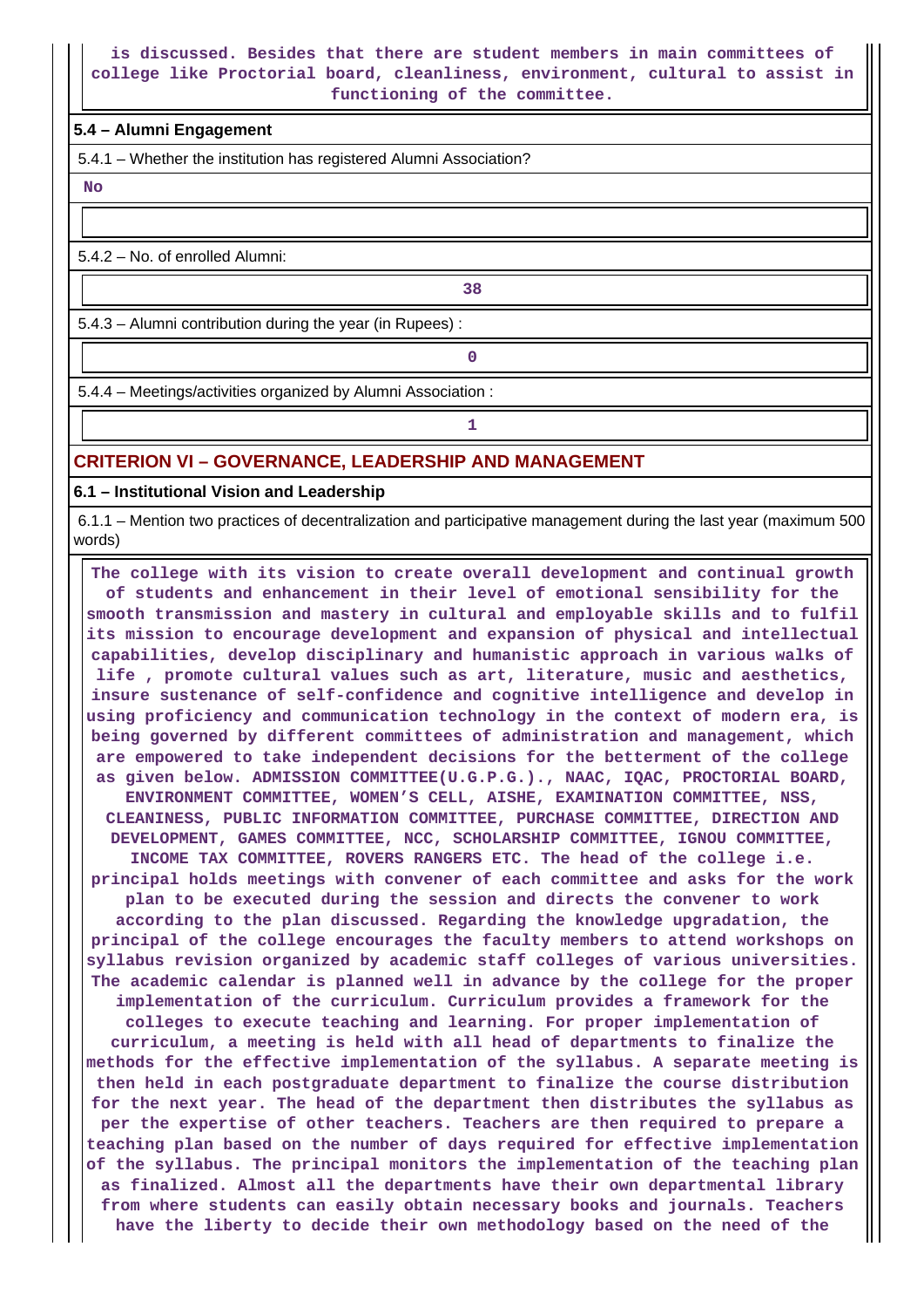is discussed. Besides that there are student members in main committees of college like Proctorial board, cleanliness, environment, cultural to assist in functioning of the committee.

### 5.4 – Alumni Engagement

5.4.1 – Whether the institution has registered Alumni Association?

No

5.4.2 – No. of enrolled Alumni:

38

5.4.3 – Alumni contribution during the year (in Rupees) :

0

5.4.4 – Meetings/activities organized by Alumni Association :

1

## CRITERION VI – GOVERNANCE, LEADERSHIP AND MANAGEMENT

### 6.1 – Institutional Vision and Leadership

6.1.1 – Mention two practices of decentralization and participative management during the last year (maximum 500 words)

The college with its vision to create overall development and continual growth of students and enhancement in their level of emotional sensibility for the smooth transmission and mastery in cultural and employable skills and to fulfil its mission to encourage development and expansion of physical and intellectual capabilities, develop disciplinary and humanistic approach in various walks of life , promote cultural values such as art, literature, music and aesthetics, insure sustenance of self-confidence and cognitive intelligence and develop in using proficiency and communication technology in the context of modern era, is being governed by different committees of administration and management, which are empowered to take independent decisions for the betterment of the college as given below. ADMISSION COMMITTEE(U.G.P.G.)., NAAC, IQAC, PROCTORIAL BOARD, ENVIRONMENT COMMITTEE, WOMEN'S CELL, AISHE, EXAMINATION COMMITTEE, NSS, CLEANINESS, PUBLIC INFORMATION COMMITTEE, PURCHASE COMMITTEE, DIRECTION AND DEVELOPMENT, GAMES COMMITTEE, NCC, SCHOLARSHIP COMMITTEE, IGNOU COMMITTEE, INCOME TAX COMMITTEE, ROVERS RANGERS ETC. The head of the college i.e. principal holds meetings with convener of each committee and asks for the work plan to be executed during the session and directs the convener to work according to the plan discussed. Regarding the knowledge upgradation, the principal of the college encourages the faculty members to attend workshops on syllabus revision organized by academic staff colleges of various universities. The academic calendar is planned well in advance by the college for the proper implementation of the curriculum. Curriculum provides a framework for the colleges to execute teaching and learning. For proper implementation of curriculum, a meeting is held with all head of departments to finalize the methods for the effective implementation of the syllabus. A separate meeting is then held in each postgraduate department to finalize the course distribution for the next year. The head of the department then distributes the syllabus as per the expertise of other teachers. Teachers are then required to prepare a teaching plan based on the number of days required for effective implementation of the syllabus. The principal monitors the implementation of the teaching plan as finalized. Almost all the departments have their own departmental library from where students can easily obtain necessary books and journals. Teachers have the liberty to decide their own methodology based on the need of the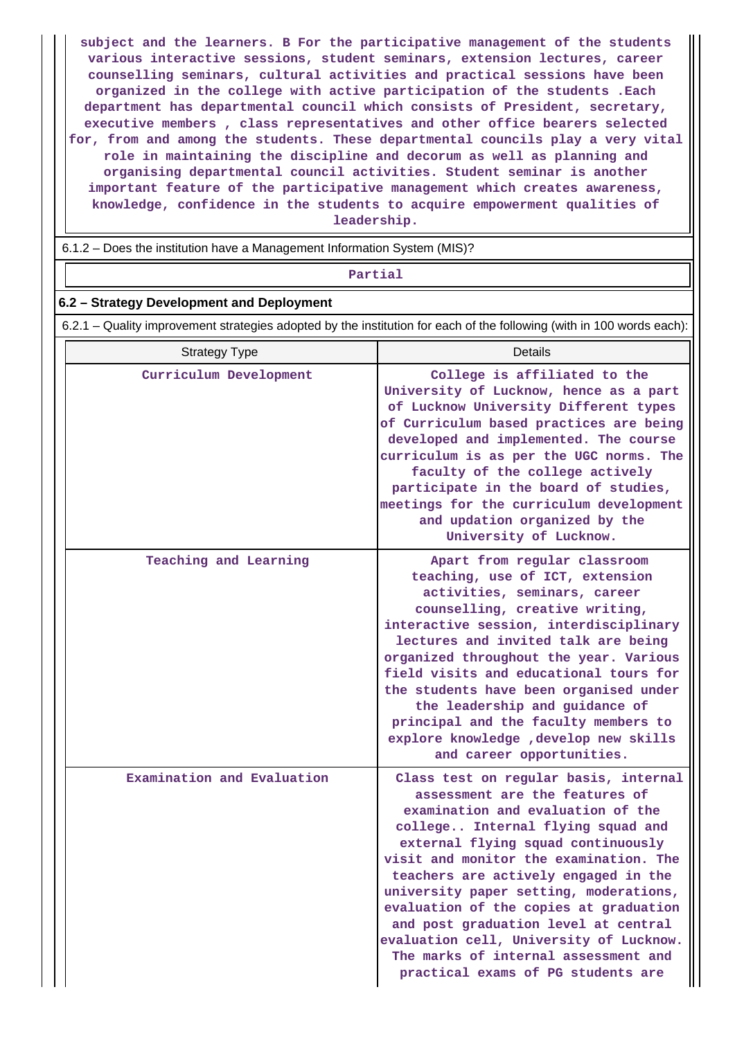subject and the learners. B For the participative management of the students various interactive sessions, student seminars, extension lectures, career counselling seminars, cultural activities and practical sessions have been organized in the college with active participation of the students .Each department has departmental council which consists of President, secretary, executive members , class representatives and other office bearers selected for, from and among the students. These departmental councils play a very vital role in maintaining the discipline and decorum as well as planning and organising departmental council activities. Student seminar is another important feature of the participative management which creates awareness, knowledge, confidence in the students to acquire empowerment qualities of leadership.

6.1.2 – Does the institution have a Management Information System (MIS)?

Partial

### 6.2 – Strategy Development and Deployment

6.2.1 – Quality improvement strategies adopted by the institution for each of the following (with in 100 words each):

| Strategy Type | Details |
|---|---|
| Curriculum Development | College is affiliated to the University of Lucknow, hence as a part of Lucknow University Different types of Curriculum based practices are being developed and implemented. The course curriculum is as per the UGC norms. The faculty of the college actively participate in the board of studies, meetings for the curriculum development and updation organized by the University of Lucknow. |
| Teaching and Learning | Apart from regular classroom teaching, use of ICT, extension activities, seminars, career counselling, creative writing, interactive session, interdisciplinary lectures and invited talk are being organized throughout the year. Various field visits and educational tours for the students have been organised under the leadership and guidance of principal and the faculty members to explore knowledge ,develop new skills and career opportunities. |
| Examination and Evaluation | Class test on regular basis, internal assessment are the features of examination and evaluation of the college.. Internal flying squad and external flying squad continuously visit and monitor the examination. The teachers are actively engaged in the university paper setting, moderations, evaluation of the copies at graduation and post graduation level at central evaluation cell, University of Lucknow. The marks of internal assessment and practical exams of PG students are |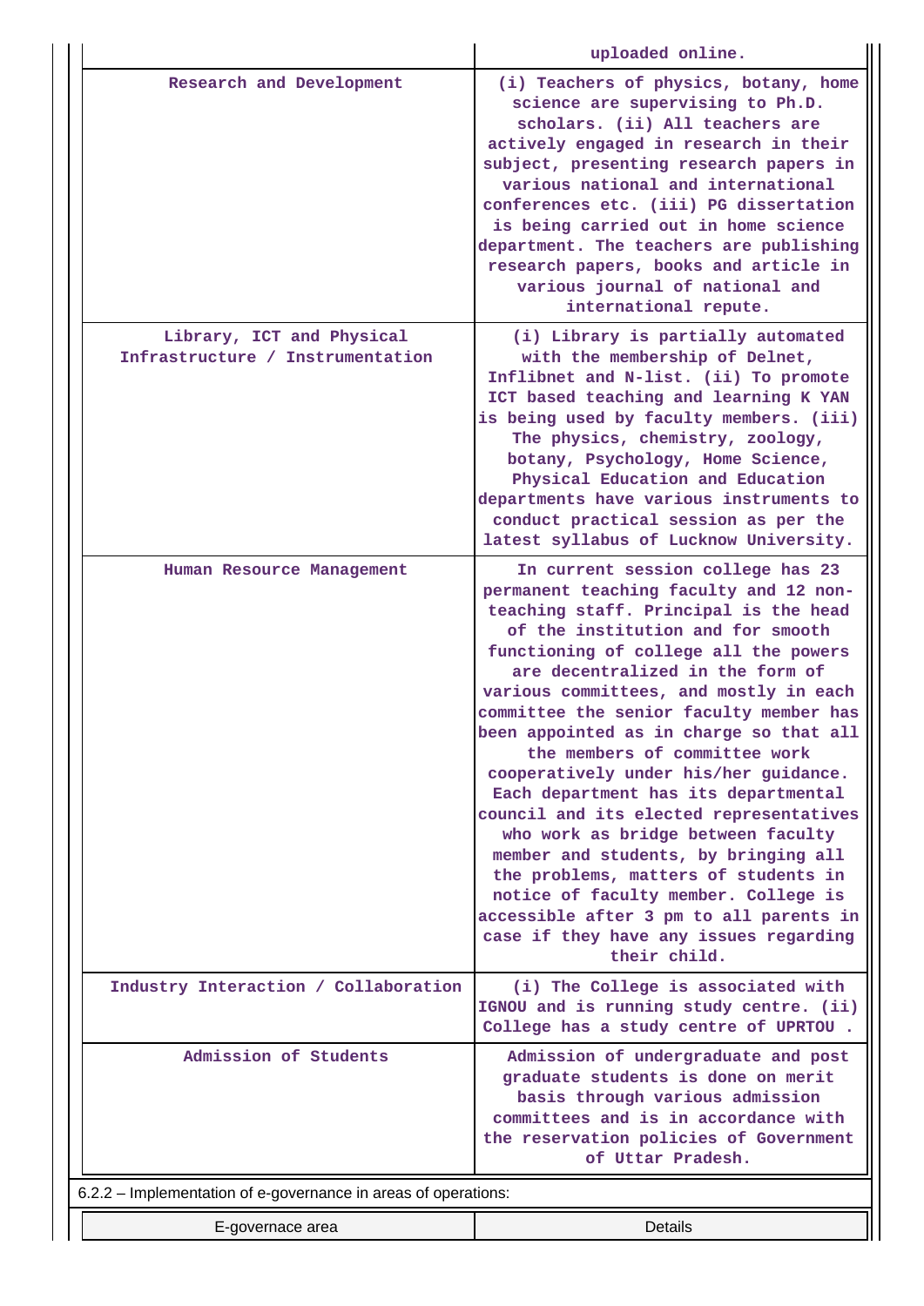| | |
|---|---|
| | uploaded online. |
| Research and Development | (i) Teachers of physics, botany, home science are supervising to Ph.D. scholars. (ii) All teachers are actively engaged in research in their subject, presenting research papers in various national and international conferences etc. (iii) PG dissertation is being carried out in home science department. The teachers are publishing research papers, books and article in various journal of national and international repute. |
| Library, ICT and Physical Infrastructure / Instrumentation | (i) Library is partially automated with the membership of Delnet, Inflibnet and N-list. (ii) To promote ICT based teaching and learning K YAN is being used by faculty members. (iii) The physics, chemistry, zoology, botany, Psychology, Home Science, Physical Education and Education departments have various instruments to conduct practical session as per the latest syllabus of Lucknow University. |
| Human Resource Management | In current session college has 23 permanent teaching faculty and 12 non-teaching staff. Principal is the head of the institution and for smooth functioning of college all the powers are decentralized in the form of various committees, and mostly in each committee the senior faculty member has been appointed as in charge so that all the members of committee work cooperatively under his/her guidance. Each department has its departmental council and its elected representatives who work as bridge between faculty member and students, by bringing all the problems, matters of students in notice of faculty member. College is accessible after 3 pm to all parents in case if they have any issues regarding their child. |
| Industry Interaction / Collaboration | (i) The College is associated with IGNOU and is running study centre. (ii) College has a study centre of UPRTOU . |
| Admission of Students | Admission of undergraduate and post graduate students is done on merit basis through various admission committees and is in accordance with the reservation policies of Government of Uttar Pradesh. |

6.2.2 – Implementation of e-governance in areas of operations:

| E-governace area | Details |
|---|---|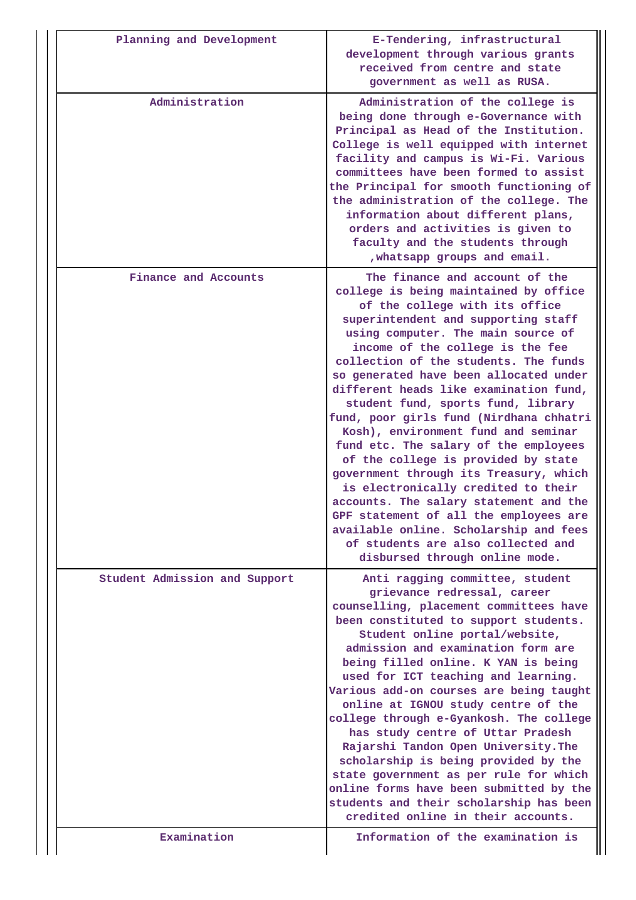| | |
|---|---|
| Planning and Development | E-Tendering, infrastructural development through various grants received from centre and state government as well as RUSA. |
| Administration | Administration of the college is being done through e-Governance with Principal as Head of the Institution. College is well equipped with internet facility and campus is Wi-Fi. Various committees have been formed to assist the Principal for smooth functioning of the administration of the college. The information about different plans, orders and activities is given to faculty and the students through ,whatsapp groups and email. |
| Finance and Accounts | The finance and account of the college is being maintained by office of the college with its office superintendent and supporting staff using computer. The main source of income of the college is the fee collection of the students. The funds so generated have been allocated under different heads like examination fund, student fund, sports fund, library fund, poor girls fund (Nirdhana chhatri Kosh), environment fund and seminar fund etc. The salary of the employees of the college is provided by state government through its Treasury, which is electronically credited to their accounts. The salary statement and the GPF statement of all the employees are available online. Scholarship and fees of students are also collected and disbursed through online mode. |
| Student Admission and Support | Anti ragging committee, student grievance redressal, career counselling, placement committees have been constituted to support students. Student online portal/website, admission and examination form are being filled online. K YAN is being used for ICT teaching and learning. Various add-on courses are being taught online at IGNOU study centre of the college through e-Gyankosh. The college has study centre of Uttar Pradesh Rajarshi Tandon Open University.The scholarship is being provided by the state government as per rule for which online forms have been submitted by the students and their scholarship has been credited online in their accounts. |
| Examination | Information of the examination is |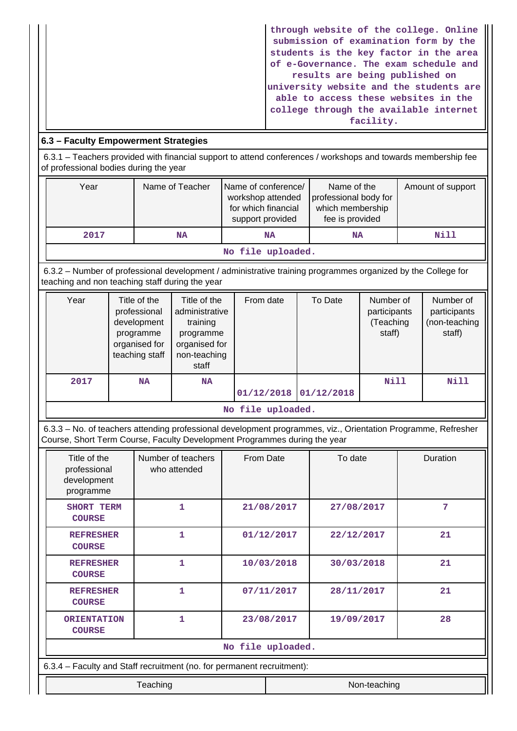| | through website of the college. Online submission of examination form by the students is the key factor in the area of e-Governance. The exam schedule and results are being published on university website and the students are able to access these websites in the college through the available internet facility. |
|---|---|

**6.3 – Faculty Empowerment Strategies**

6.3.1 – Teachers provided with financial support to attend conferences / workshops and towards membership fee of professional bodies during the year

| Year | Name of Teacher | Name of conference/ workshop attended for which financial support provided | Name of the professional body for which membership fee is provided | Amount of support |
|---|---|---|---|---|
| 2017 | NA | NA | NA | Nill |

No file uploaded.

6.3.2 – Number of professional development / administrative training programmes organized by the College for teaching and non teaching staff during the year

| Year | Title of the professional development programme organised for teaching staff | Title of the administrative training programme organised for non-teaching staff | From date | To Date | Number of participants (Teaching staff) | Number of participants (non-teaching staff) |
|---|---|---|---|---|---|---|
| 2017 | NA | NA | 01/12/2018 | 01/12/2018 | Nill | Nill |

No file uploaded.

6.3.3 – No. of teachers attending professional development programmes, viz., Orientation Programme, Refresher Course, Short Term Course, Faculty Development Programmes during the year

| Title of the professional development programme | Number of teachers who attended | From Date | To date | Duration |
|---|---|---|---|---|
| SHORT TERM COURSE | 1 | 21/08/2017 | 27/08/2017 | 7 |
| REFRESHER COURSE | 1 | 01/12/2017 | 22/12/2017 | 21 |
| REFRESHER COURSE | 1 | 10/03/2018 | 30/03/2018 | 21 |
| REFRESHER COURSE | 1 | 07/11/2017 | 28/11/2017 | 21 |
| ORIENTATION COURSE | 1 | 23/08/2017 | 19/09/2017 | 28 |

No file uploaded.

6.3.4 – Faculty and Staff recruitment (no. for permanent recruitment):

| Teaching | Non-teaching |
|---|---|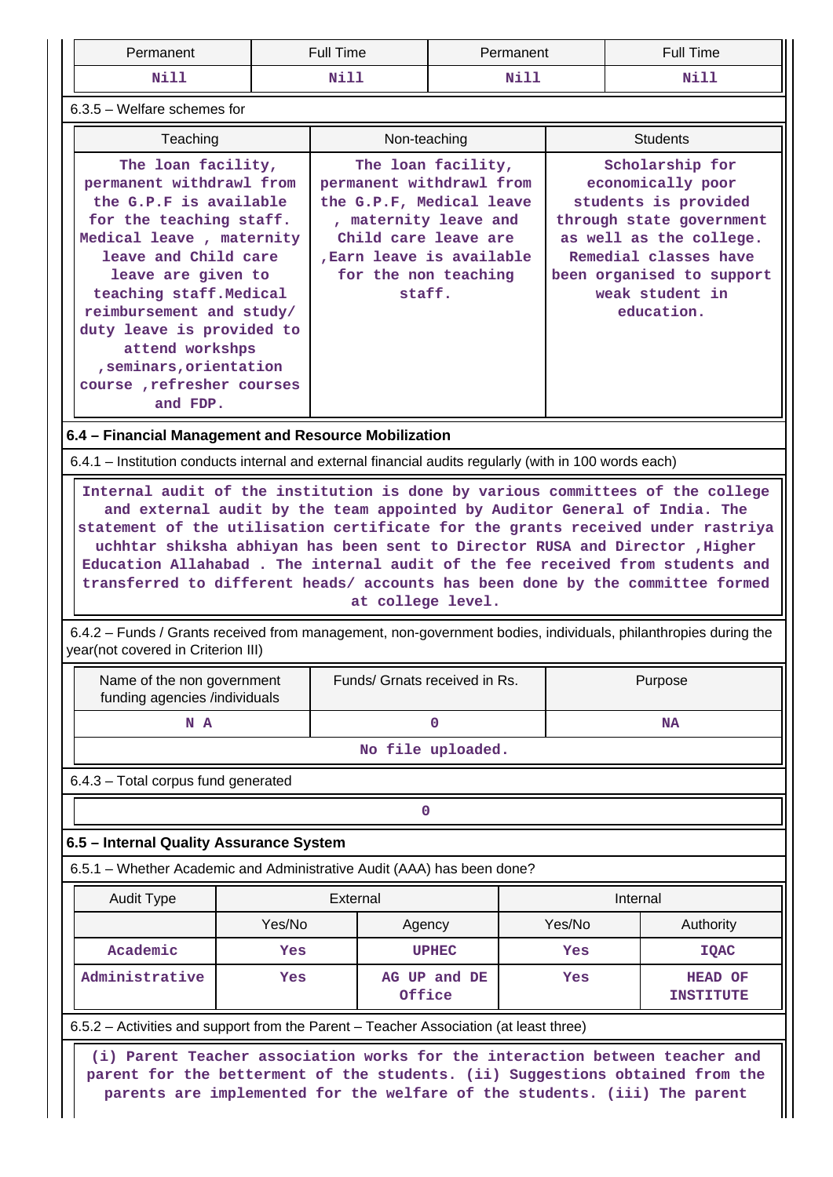| Permanent | Full Time | Permanent | Full Time |
|---|---|---|---|
| Nill | Nill | Nill | Nill |

6.3.5 – Welfare schemes for

| Teaching | Non-teaching | Students |
|---|---|---|
| The loan facility, permanent withdrawl from the G.P.F is available for the teaching staff. Medical leave , maternity leave and Child care leave are given to teaching staff.Medical reimbursement and study/ duty leave is provided to attend workshps ,seminars,orientation course ,refresher courses and FDP. | The loan facility, permanent withdrawl from the G.P.F, Medical leave , maternity leave and Child care leave are ,Earn leave is available for the non teaching staff. | Scholarship for economically poor students is provided through state government as well as the college. Remedial classes have been organised to support weak student in education. |

**6.4 – Financial Management and Resource Mobilization**

6.4.1 – Institution conducts internal and external financial audits regularly (with in 100 words each)

Internal audit of the institution is done by various committees of the college and external audit by the team appointed by Auditor General of India. The statement of the utilisation certificate for the grants received under rastriya uchhtar shiksha abhiyan has been sent to Director RUSA and Director ,Higher Education Allahabad . The internal audit of the fee received from students and transferred to different heads/ accounts has been done by the committee formed at college level.

6.4.2 – Funds / Grants received from management, non-government bodies, individuals, philanthropies during the year(not covered in Criterion III)

| Name of the non government funding agencies /individuals | Funds/ Grnats received in Rs. | Purpose |
|---|---|---|
| N A | 0 | NA |

No file uploaded.

6.4.3 – Total corpus fund generated

0

**6.5 – Internal Quality Assurance System**

6.5.1 – Whether Academic and Administrative Audit (AAA) has been done?

| Audit Type | External | | Internal | |
|---|---|---|---|---|
| | Yes/No | Agency | Yes/No | Authority |
| Academic | Yes | UPHEC | Yes | IQAC |
| Administrative | Yes | AG UP and DE Office | Yes | HEAD OF INSTITUTE |

6.5.2 – Activities and support from the Parent – Teacher Association (at least three)

(i) Parent Teacher association works for the interaction between teacher and parent for the betterment of the students. (ii) Suggestions obtained from the parents are implemented for the welfare of the students. (iii) The parent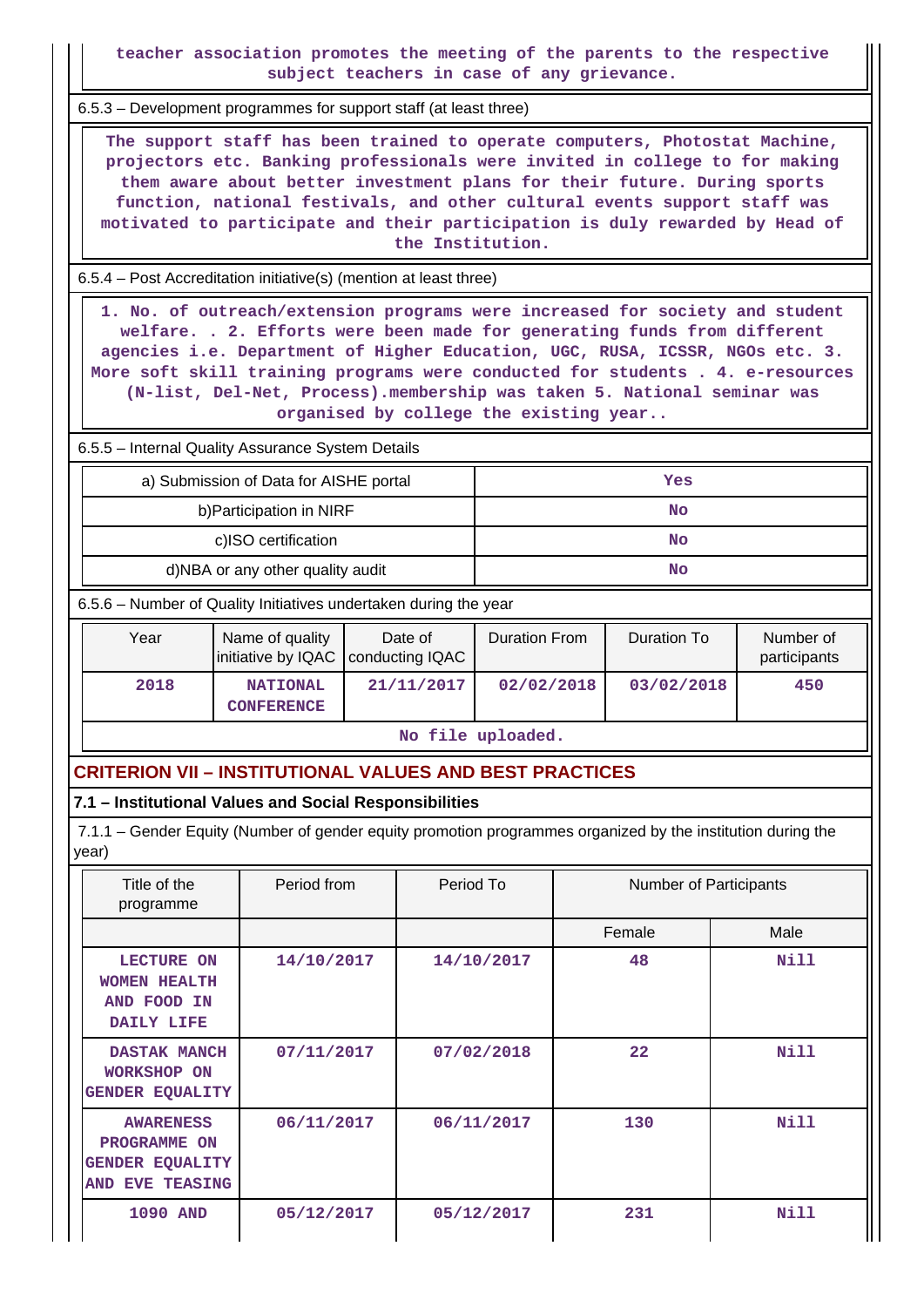teacher association promotes the meeting of the parents to the respective subject teachers in case of any grievance.

6.5.3 – Development programmes for support staff (at least three)

The support staff has been trained to operate computers, Photostat Machine, projectors etc. Banking professionals were invited in college to for making them aware about better investment plans for their future. During sports function, national festivals, and other cultural events support staff was motivated to participate and their participation is duly rewarded by Head of the Institution.

6.5.4 – Post Accreditation initiative(s) (mention at least three)

1. No. of outreach/extension programs were increased for society and student welfare. . 2. Efforts were been made for generating funds from different agencies i.e. Department of Higher Education, UGC, RUSA, ICSSR, NGOs etc. 3. More soft skill training programs were conducted for students . 4. e-resources (N-list, Del-Net, Process).membership was taken 5. National seminar was organised by college the existing year..

6.5.5 – Internal Quality Assurance System Details

| | |
|---|---|
| a) Submission of Data for AISHE portal | Yes |
| b)Participation in NIRF | No |
| c)ISO certification | No |
| d)NBA or any other quality audit | No |

6.5.6 – Number of Quality Initiatives undertaken during the year

| Year | Name of quality initiative by IQAC | Date of conducting IQAC | Duration From | Duration To | Number of participants |
|---|---|---|---|---|---|
| 2018 | NATIONAL CONFERENCE | 21/11/2017 | 02/02/2018 | 03/02/2018 | 450 |

No file uploaded.

## CRITERION VII – INSTITUTIONAL VALUES AND BEST PRACTICES

### 7.1 – Institutional Values and Social Responsibilities

7.1.1 – Gender Equity (Number of gender equity promotion programmes organized by the institution during the year)

| Title of the programme | Period from | Period To | Number of Participants | |
|---|---|---|---|---|
| | | | Female | Male |
| LECTURE ON WOMEN HEALTH AND FOOD IN DAILY LIFE | 14/10/2017 | 14/10/2017 | 48 | Nill |
| DASTAK MANCH WORKSHOP ON GENDER EQUALITY | 07/11/2017 | 07/02/2018 | 22 | Nill |
| AWARENESS PROGRAMME ON GENDER EQUALITY AND EVE TEASING | 06/11/2017 | 06/11/2017 | 130 | Nill |
| 1090 AND | 05/12/2017 | 05/12/2017 | 231 | Nill |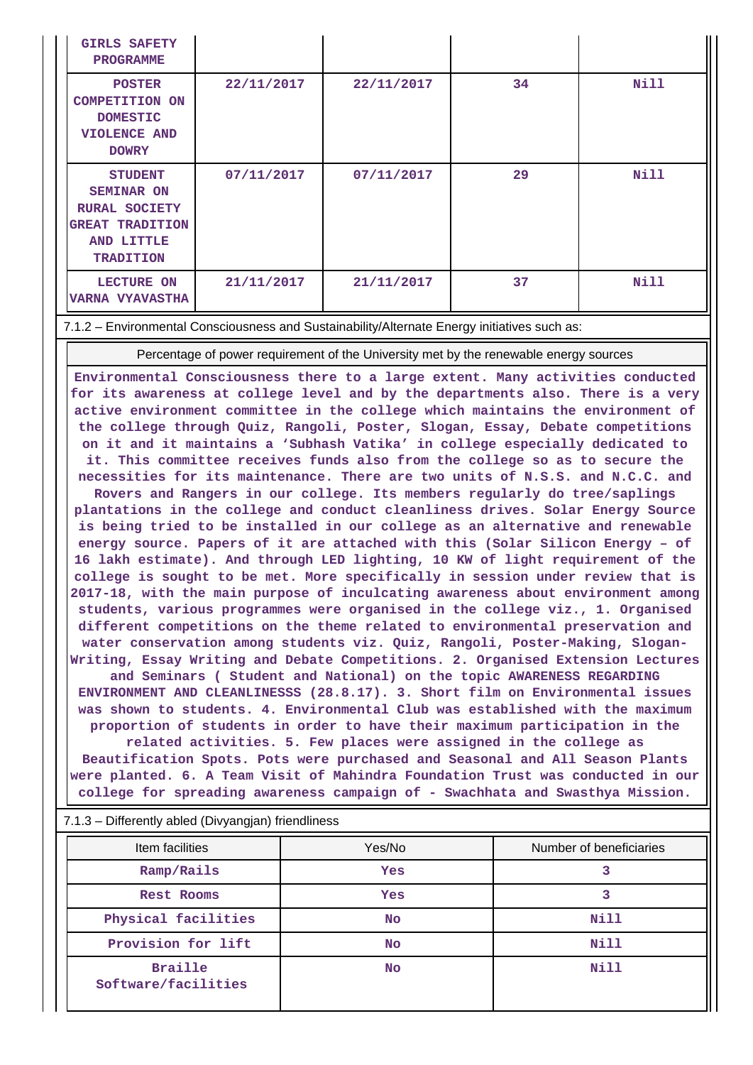| GIRLS SAFETY PROGRAMME | | | | |
|---|---|---|---|---|
| POSTER COMPETITION ON DOMESTIC VIOLENCE AND DOWRY | 22/11/2017 | 22/11/2017 | 34 | Nill |
| STUDENT SEMINAR ON RURAL SOCIETY GREAT TRADITION AND LITTLE TRADITION | 07/11/2017 | 07/11/2017 | 29 | Nill |
| LECTURE ON VARNA VYAVASTHA | 21/11/2017 | 21/11/2017 | 37 | Nill |

7.1.2 – Environmental Consciousness and Sustainability/Alternate Energy initiatives such as:

| Percentage of power requirement of the University met by the renewable energy sources |
|---|
| Environmental Consciousness there to a large extent. Many activities conducted for its awareness at college level and by the departments also. There is a very active environment committee in the college which maintains the environment of the college through Quiz, Rangoli, Poster, Slogan, Essay, Debate competitions on it and it maintains a 'Subhash Vatika' in college especially dedicated to it. This committee receives funds also from the college so as to secure the necessities for its maintenance. There are two units of N.S.S. and N.C.C. and Rovers and Rangers in our college. Its members regularly do tree/saplings plantations in the college and conduct cleanliness drives. Solar Energy Source is being tried to be installed in our college as an alternative and renewable energy source. Papers of it are attached with this (Solar Silicon Energy – of 16 lakh estimate). And through LED lighting, 10 KW of light requirement of the college is sought to be met. More specifically in session under review that is 2017-18, with the main purpose of inculcating awareness about environment among students, various programmes were organised in the college viz., 1. Organised different competitions on the theme related to environmental preservation and water conservation among students viz. Quiz, Rangoli, Poster-Making, Slogan-Writing, Essay Writing and Debate Competitions. 2. Organised Extension Lectures and Seminars ( Student and National) on the topic AWARENESS REGARDING ENVIRONMENT AND CLEANLINESSS (28.8.17). 3. Short film on Environmental issues was shown to students. 4. Environmental Club was established with the maximum proportion of students in order to have their maximum participation in the related activities. 5. Few places were assigned in the college as Beautification Spots. Pots were purchased and Seasonal and All Season Plants were planted. 6. A Team Visit of Mahindra Foundation Trust was conducted in our college for spreading awareness campaign of - Swachhata and Swasthya Mission. |

7.1.3 – Differently abled (Divyangjan) friendliness

| Item facilities | Yes/No | Number of beneficiaries |
|---|---|---|
| Ramp/Rails | Yes | 3 |
| Rest Rooms | Yes | 3 |
| Physical facilities | No | Nill |
| Provision for lift | No | Nill |
| Braille Software/facilities | No | Nill |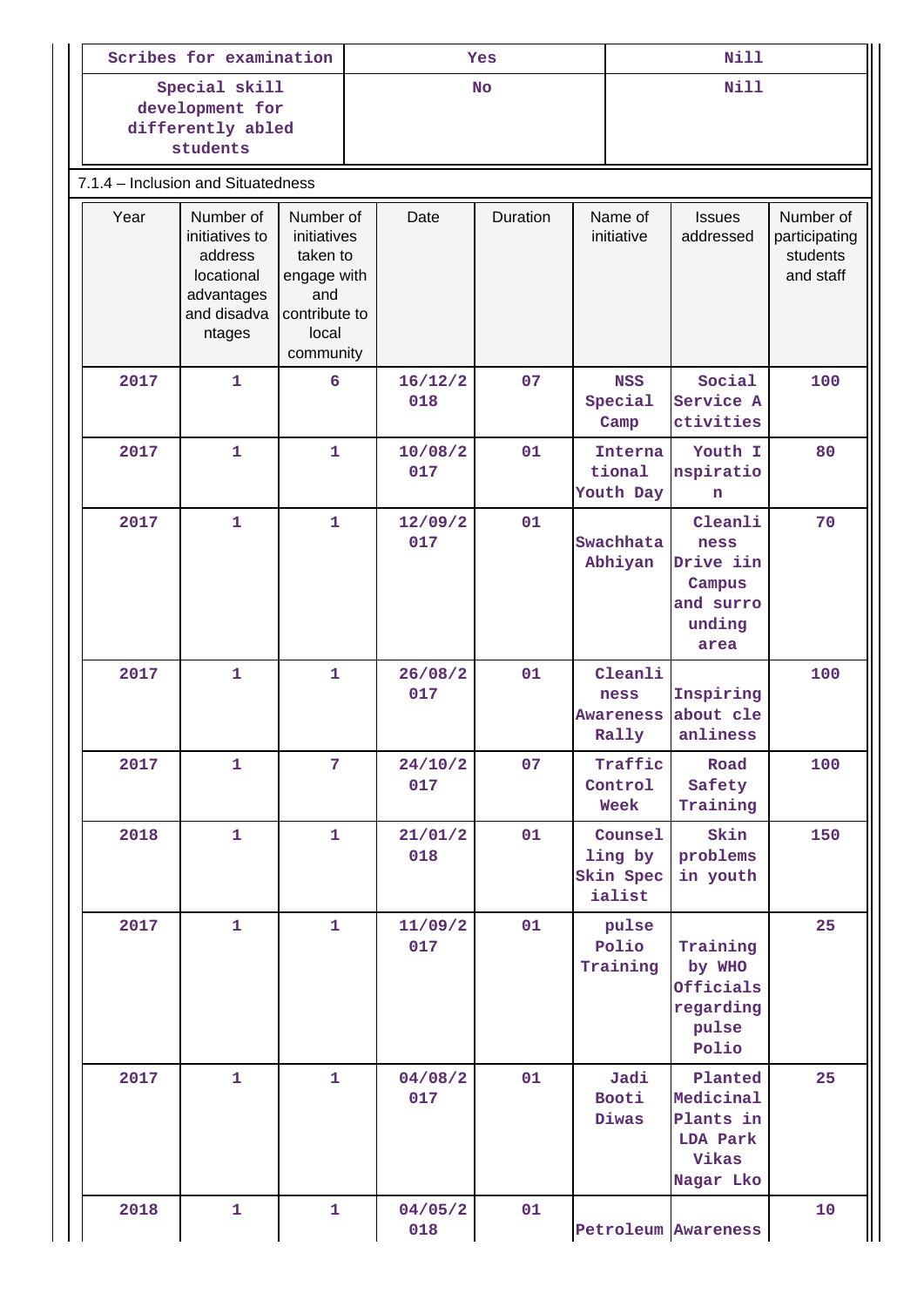| Scribes for examination | Yes | Nill |
|---|---|---|
| Special skill development for differently abled students | No | Nill |

7.1.4 – Inclusion and Situatedness

| Year | Number of initiatives to address locational advantages and disadvantages | Number of initiatives taken to engage with and contribute to local community | Date | Duration | Name of initiative | Issues addressed | Number of participating students and staff |
|---|---|---|---|---|---|---|---|
| 2017 | 1 | 6 | 16/12/2018 | 07 | NSS Special Camp | Social Service Activities | 100 |
| 2017 | 1 | 1 | 10/08/2017 | 01 | International Youth Day | Youth Inspiration | 80 |
| 2017 | 1 | 1 | 12/09/2017 | 01 | Swachhata Abhiyan | Cleanliness Drive iin Campus and surrounding area | 70 |
| 2017 | 1 | 1 | 26/08/2017 | 01 | Cleanliness Awareness Rally | Inspiring about cleanliness | 100 |
| 2017 | 1 | 7 | 24/10/2017 | 07 | Traffic Control Week | Road Safety Training | 100 |
| 2018 | 1 | 1 | 21/01/2018 | 01 | Counselling by Skin Specialist | Skin problems in youth | 150 |
| 2017 | 1 | 1 | 11/09/2017 | 01 | pulse Polio Training | Training by WHO Officials regarding pulse Polio | 25 |
| 2017 | 1 | 1 | 04/08/2017 | 01 | Jadi Booti Diwas | Planted Medicinal Plants in LDA Park Vikas Nagar Lko | 25 |
| 2018 | 1 | 1 | 04/05/2018 | 01 | Petroleum | Awareness | 10 |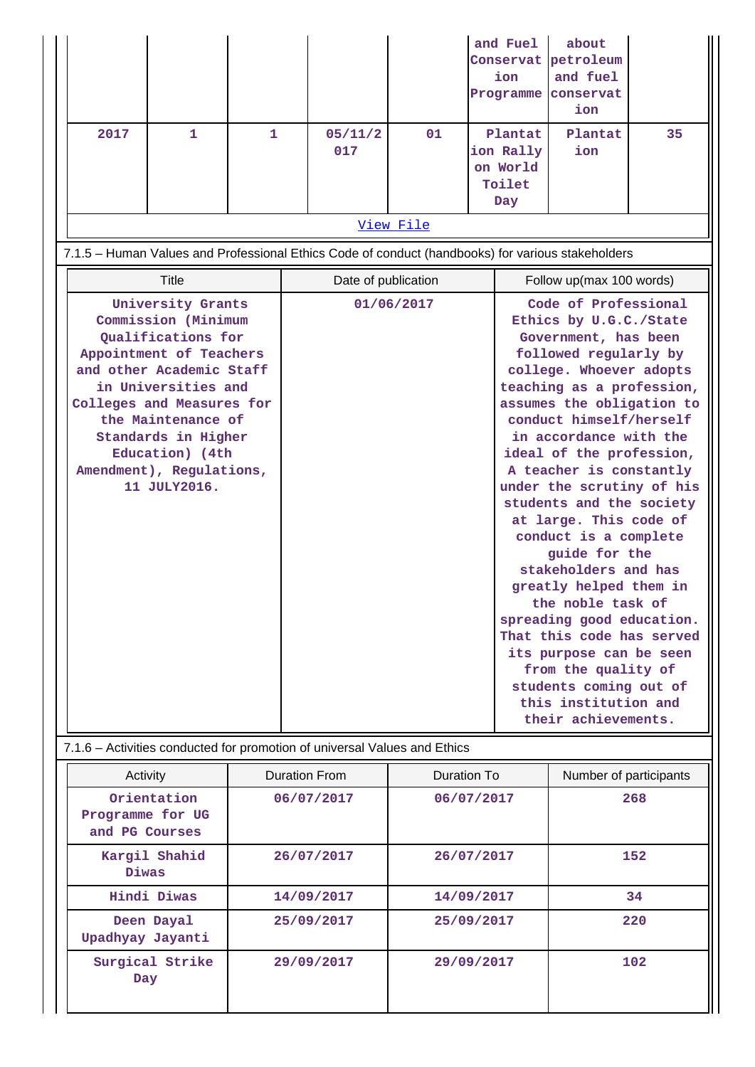| | | | | | and Fuel Conservation Programme | about petroleum and fuel conservation | |
|---|---|---|---|---|---|---|---|
| 2017 | 1 | 1 | 05/11/2017 | 01 | Plantation Rally on World Toilet Day | Plantation | 35 |

View File

7.1.5 – Human Values and Professional Ethics Code of conduct (handbooks) for various stakeholders

| Title | Date of publication | Follow up(max 100 words) |
|---|---|---|
| University Grants Commission (Minimum Qualifications for Appointment of Teachers and other Academic Staff in Universities and Colleges and Measures for the Maintenance of Standards in Higher Education) (4th Amendment), Regulations, 11 JULY2016. | 01/06/2017 | Code of Professional Ethics by U.G.C./State Government, has been followed regularly by college. Whoever adopts teaching as a profession, assumes the obligation to conduct himself/herself in accordance with the ideal of the profession, A teacher is constantly under the scrutiny of his students and the society at large. This code of conduct is a complete guide for the stakeholders and has greatly helped them in the noble task of spreading good education. That this code has served its purpose can be seen from the quality of students coming out of this institution and their achievements. |

7.1.6 – Activities conducted for promotion of universal Values and Ethics

| Activity | Duration From | Duration To | Number of participants |
|---|---|---|---|
| Orientation Programme for UG and PG Courses | 06/07/2017 | 06/07/2017 | 268 |
| Kargil Shahid Diwas | 26/07/2017 | 26/07/2017 | 152 |
| Hindi Diwas | 14/09/2017 | 14/09/2017 | 34 |
| Deen Dayal Upadhyay Jayanti | 25/09/2017 | 25/09/2017 | 220 |
| Surgical Strike Day | 29/09/2017 | 29/09/2017 | 102 |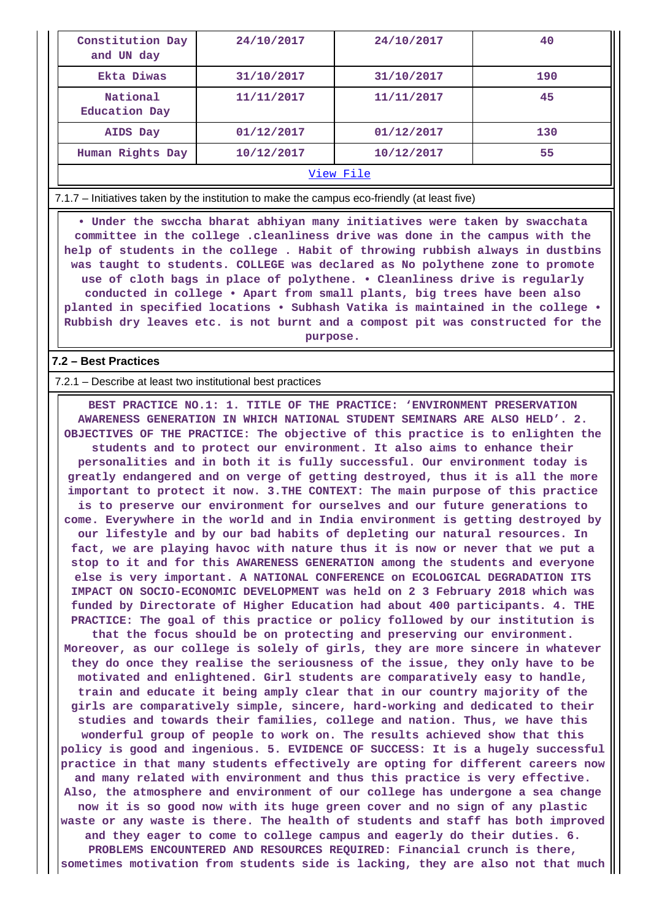| Constitution Day and UN day | 24/10/2017 | 24/10/2017 | 40 |
|---|---|---|---|
| Ekta Diwas | 31/10/2017 | 31/10/2017 | 190 |
| National Education Day | 11/11/2017 | 11/11/2017 | 45 |
| AIDS Day | 01/12/2017 | 01/12/2017 | 130 |
| Human Rights Day | 10/12/2017 | 10/12/2017 | 55 |

View File

7.1.7 – Initiatives taken by the institution to make the campus eco-friendly (at least five)

• Under the swccha bharat abhiyan many initiatives were taken by swacchata committee in the college .cleanliness drive was done in the campus with the help of students in the college . Habit of throwing rubbish always in dustbins was taught to students. COLLEGE was declared as No polythene zone to promote use of cloth bags in place of polythene. • Cleanliness drive is regularly conducted in college • Apart from small plants, big trees have been also planted in specified locations • Subhash Vatika is maintained in the college • Rubbish dry leaves etc. is not burnt and a compost pit was constructed for the purpose.

## 7.2 – Best Practices

7.2.1 – Describe at least two institutional best practices

BEST PRACTICE NO.1: 1. TITLE OF THE PRACTICE: 'ENVIRONMENT PRESERVATION AWARENESS GENERATION IN WHICH NATIONAL STUDENT SEMINARS ARE ALSO HELD'. 2. OBJECTIVES OF THE PRACTICE: The objective of this practice is to enlighten the students and to protect our environment. It also aims to enhance their personalities and in both it is fully successful. Our environment today is greatly endangered and on verge of getting destroyed, thus it is all the more important to protect it now. 3.THE CONTEXT: The main purpose of this practice is to preserve our environment for ourselves and our future generations to come. Everywhere in the world and in India environment is getting destroyed by our lifestyle and by our bad habits of depleting our natural resources. In fact, we are playing havoc with nature thus it is now or never that we put a stop to it and for this AWARENESS GENERATION among the students and everyone else is very important. A NATIONAL CONFERENCE on ECOLOGICAL DEGRADATION ITS IMPACT ON SOCIO-ECONOMIC DEVELOPMENT was held on 2 3 February 2018 which was funded by Directorate of Higher Education had about 400 participants. 4. THE PRACTICE: The goal of this practice or policy followed by our institution is that the focus should be on protecting and preserving our environment. Moreover, as our college is solely of girls, they are more sincere in whatever they do once they realise the seriousness of the issue, they only have to be motivated and enlightened. Girl students are comparatively easy to handle, train and educate it being amply clear that in our country majority of the girls are comparatively simple, sincere, hard-working and dedicated to their studies and towards their families, college and nation. Thus, we have this wonderful group of people to work on. The results achieved show that this policy is good and ingenious. 5. EVIDENCE OF SUCCESS: It is a hugely successful practice in that many students effectively are opting for different careers now and many related with environment and thus this practice is very effective. Also, the atmosphere and environment of our college has undergone a sea change now it is so good now with its huge green cover and no sign of any plastic waste or any waste is there. The health of students and staff has both improved and they eager to come to college campus and eagerly do their duties. 6. PROBLEMS ENCOUNTERED AND RESOURCES REQUIRED: Financial crunch is there, sometimes motivation from students side is lacking, they are also not that much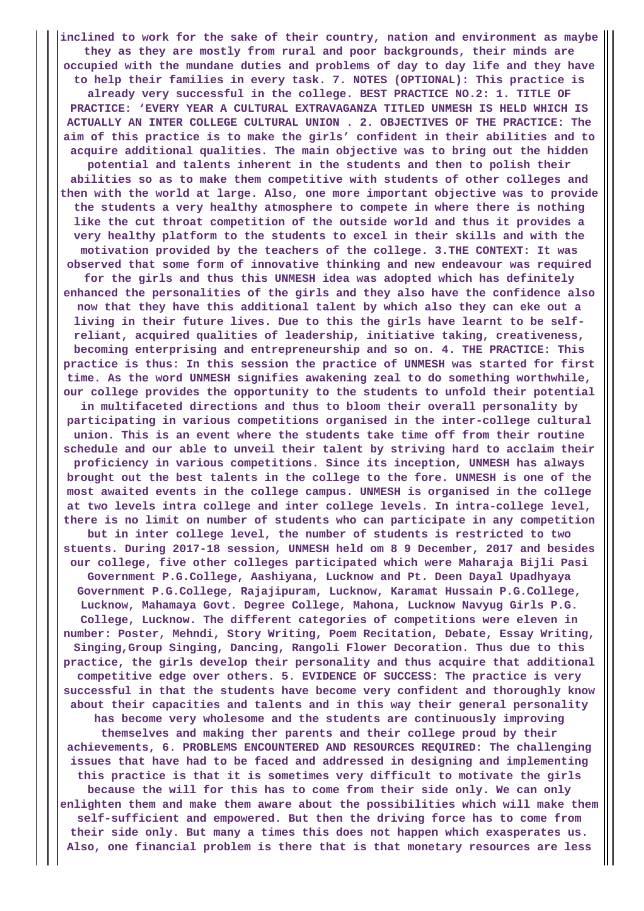**inclined to work for the sake of their country, nation and environment as maybe they as they are mostly from rural and poor backgrounds, their minds are occupied with the mundane duties and problems of day to day life and they have to help their families in every task. 7. NOTES (OPTIONAL): This practice is already very successful in the college. BEST PRACTICE NO.2: 1. TITLE OF PRACTICE: 'EVERY YEAR A CULTURAL EXTRAVAGANZA TITLED UNMESH IS HELD WHICH IS ACTUALLY AN INTER COLLEGE CULTURAL UNION . 2. OBJECTIVES OF THE PRACTICE: The aim of this practice is to make the girls' confident in their abilities and to acquire additional qualities. The main objective was to bring out the hidden potential and talents inherent in the students and then to polish their abilities so as to make them competitive with students of other colleges and then with the world at large. Also, one more important objective was to provide the students a very healthy atmosphere to compete in where there is nothing like the cut throat competition of the outside world and thus it provides a very healthy platform to the students to excel in their skills and with the motivation provided by the teachers of the college. 3.THE CONTEXT: It was observed that some form of innovative thinking and new endeavour was required for the girls and thus this UNMESH idea was adopted which has definitely enhanced the personalities of the girls and they also have the confidence also now that they have this additional talent by which also they can eke out a living in their future lives. Due to this the girls have learnt to be self-reliant, acquired qualities of leadership, initiative taking, creativeness, becoming enterprising and entrepreneurship and so on. 4. THE PRACTICE: This practice is thus: In this session the practice of UNMESH was started for first time. As the word UNMESH signifies awakening zeal to do something worthwhile, our college provides the opportunity to the students to unfold their potential in multifaceted directions and thus to bloom their overall personality by participating in various competitions organised in the inter-college cultural union. This is an event where the students take time off from their routine schedule and our able to unveil their talent by striving hard to acclaim their proficiency in various competitions. Since its inception, UNMESH has always brought out the best talents in the college to the fore. UNMESH is one of the most awaited events in the college campus. UNMESH is organised in the college at two levels intra college and inter college levels. In intra-college level, there is no limit on number of students who can participate in any competition but in inter college level, the number of students is restricted to two stuents. During 2017-18 session, UNMESH held om 8 9 December, 2017 and besides our college, five other colleges participated which were Maharaja Bijli Pasi Government P.G.College, Aashiyana, Lucknow and Pt. Deen Dayal Upadhyaya Government P.G.College, Rajajipuram, Lucknow, Karamat Hussain P.G.College, Lucknow, Mahamaya Govt. Degree College, Mahona, Lucknow Navyug Girls P.G. College, Lucknow. The different categories of competitions were eleven in number: Poster, Mehndi, Story Writing, Poem Recitation, Debate, Essay Writing, Singing,Group Singing, Dancing, Rangoli Flower Decoration. Thus due to this practice, the girls develop their personality and thus acquire that additional competitive edge over others. 5. EVIDENCE OF SUCCESS: The practice is very successful in that the students have become very confident and thoroughly know about their capacities and talents and in this way their general personality has become very wholesome and the students are continuously improving themselves and making ther parents and their college proud by their achievements, 6. PROBLEMS ENCOUNTERED AND RESOURCES REQUIRED: The challenging issues that have had to be faced and addressed in designing and implementing this practice is that it is sometimes very difficult to motivate the girls because the will for this has to come from their side only. We can only enlighten them and make them aware about the possibilities which will make them self-sufficient and empowered. But then the driving force has to come from their side only. But many a times this does not happen which exasperates us. Also, one financial problem is there that is that monetary resources are less**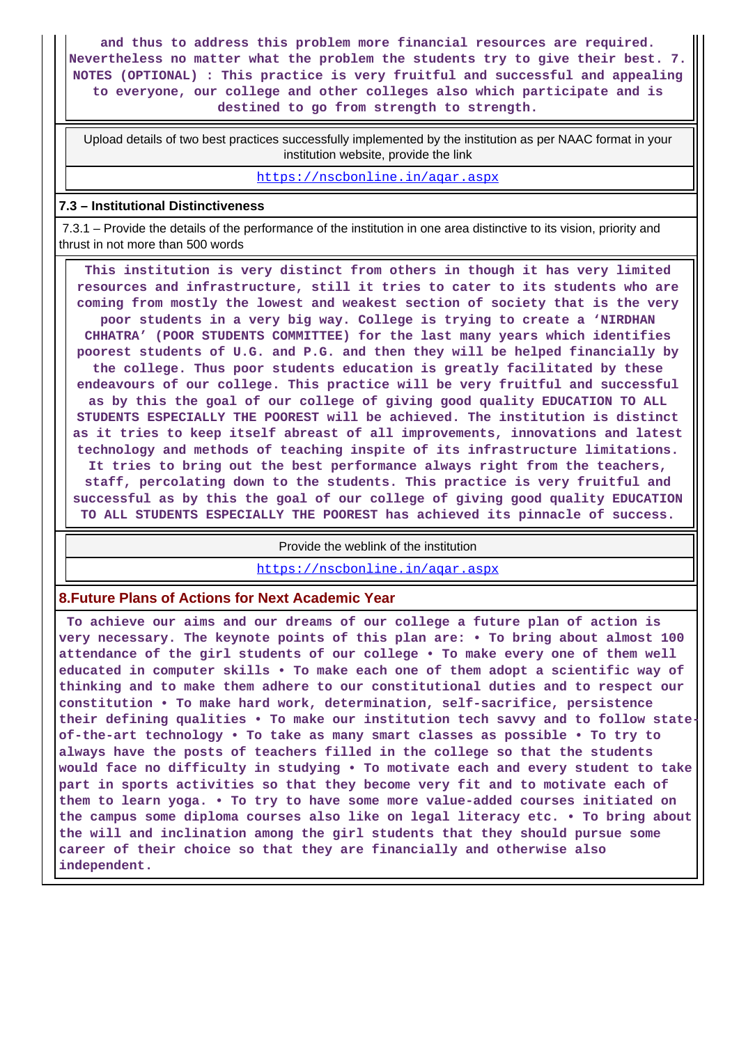**and thus to address this problem more financial resources are required. Nevertheless no matter what the problem the students try to give their best. 7. NOTES (OPTIONAL) : This practice is very fruitful and successful and appealing to everyone, our college and other colleges also which participate and is destined to go from strength to strength.**

Upload details of two best practices successfully implemented by the institution as per NAAC format in your institution website, provide the link

https://nscbonline.in/aqar.aspx

### 7.3 – Institutional Distinctiveness

7.3.1 – Provide the details of the performance of the institution in one area distinctive to its vision, priority and thrust in not more than 500 words

**This institution is very distinct from others in though it has very limited resources and infrastructure, still it tries to cater to its students who are coming from mostly the lowest and weakest section of society that is the very poor students in a very big way. College is trying to create a 'NIRDHAN CHHATRA' (POOR STUDENTS COMMITTEE) for the last many years which identifies poorest students of U.G. and P.G. and then they will be helped financially by the college. Thus poor students education is greatly facilitated by these endeavours of our college. This practice will be very fruitful and successful as by this the goal of our college of giving good quality EDUCATION TO ALL STUDENTS ESPECIALLY THE POOREST will be achieved. The institution is distinct as it tries to keep itself abreast of all improvements, innovations and latest technology and methods of teaching inspite of its infrastructure limitations. It tries to bring out the best performance always right from the teachers, staff, percolating down to the students. This practice is very fruitful and successful as by this the goal of our college of giving good quality EDUCATION TO ALL STUDENTS ESPECIALLY THE POOREST has achieved its pinnacle of success.**

Provide the weblink of the institution

https://nscbonline.in/aqar.aspx

## 8.Future Plans of Actions for Next Academic Year

**To achieve our aims and our dreams of our college a future plan of action is very necessary. The keynote points of this plan are: • To bring about almost 100 attendance of the girl students of our college • To make every one of them well educated in computer skills • To make each one of them adopt a scientific way of thinking and to make them adhere to our constitutional duties and to respect our constitution • To make hard work, determination, self-sacrifice, persistence their defining qualities • To make our institution tech savvy and to follow state-of-the-art technology • To take as many smart classes as possible • To try to always have the posts of teachers filled in the college so that the students would face no difficulty in studying • To motivate each and every student to take part in sports activities so that they become very fit and to motivate each of them to learn yoga. • To try to have some more value-added courses initiated on the campus some diploma courses also like on legal literacy etc. • To bring about the will and inclination among the girl students that they should pursue some career of their choice so that they are financially and otherwise also independent.**